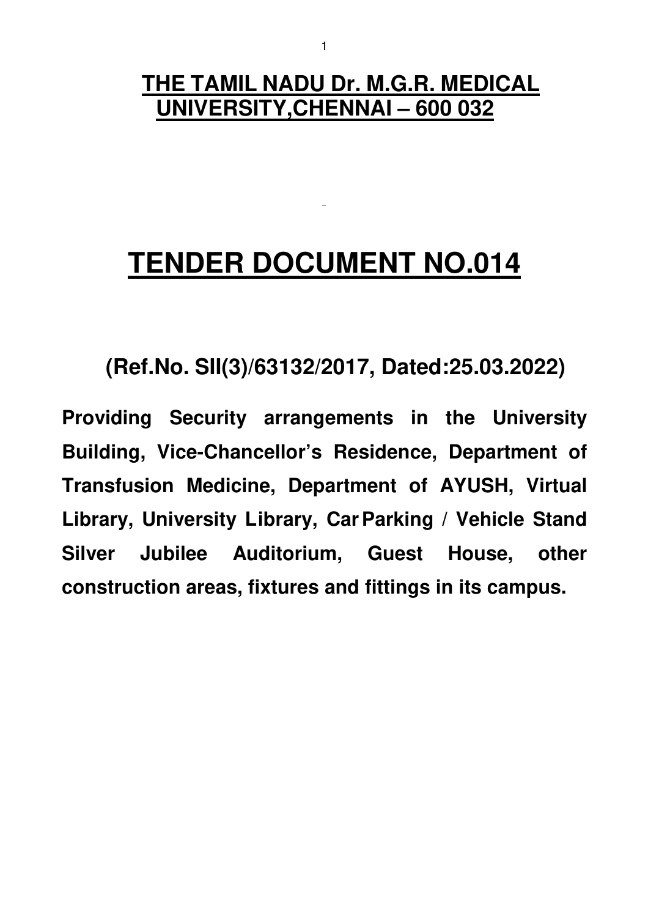# THE TAMIL NADU Dr. M.G.R. MEDICAL UNIVERSITY,CHENNAI – 600 032

# TENDER DOCUMENT NO.014

## (Ref.No. SII(3)/63132/2017, Dated:25.03.2022)

**Providing Security arrangements in the University Building, Vice-Chancellor's Residence, Department of Transfusion Medicine, Department of AYUSH, Virtual Library, University Library, Car Parking / Vehicle Stand Silver Jubilee Auditorium, Guest House, other construction areas, fixtures and fittings in its campus.**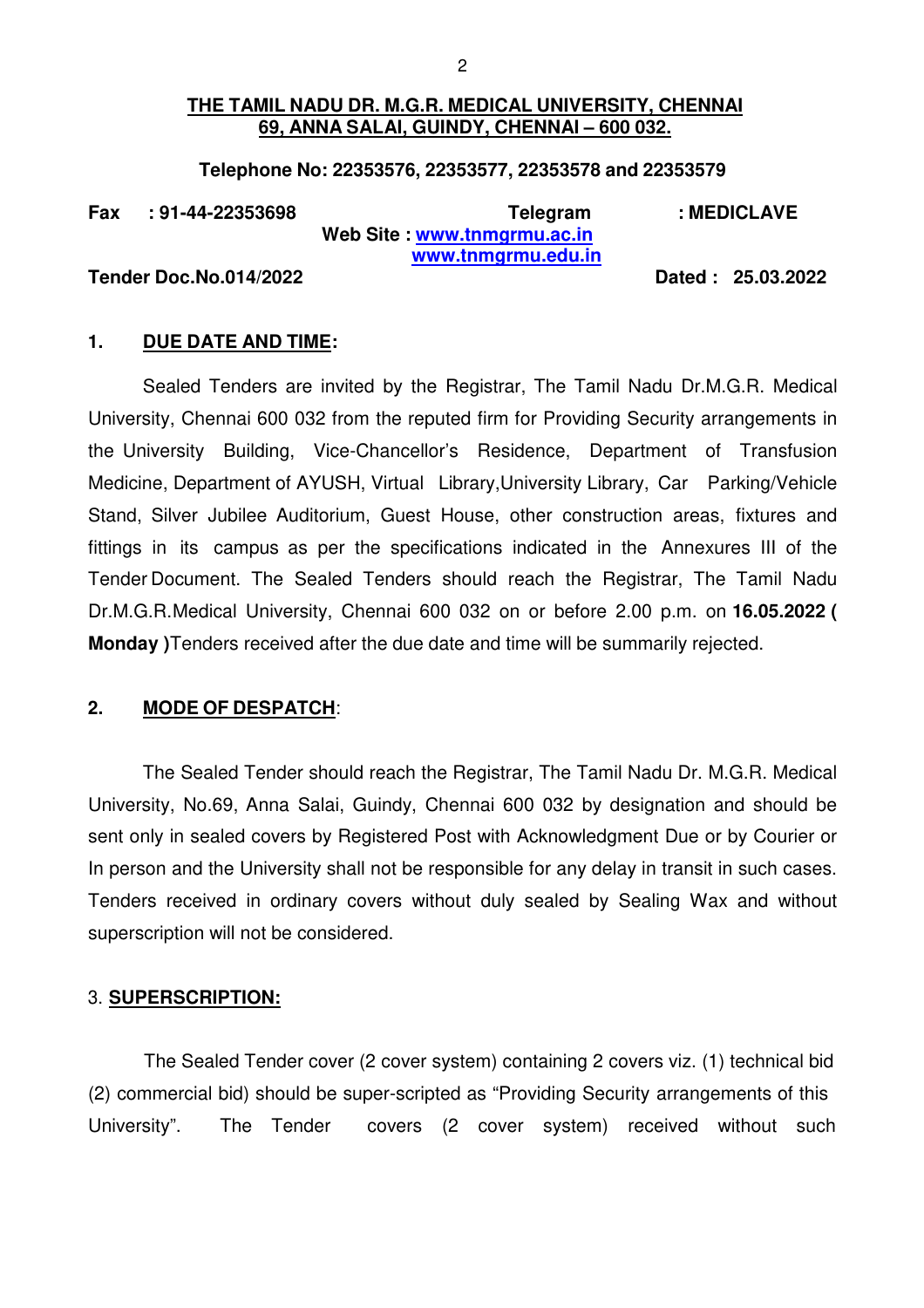**THE TAMIL NADU DR. M.G.R. MEDICAL UNIVERSITY, CHENNAI**
**69, ANNA SALAI, GUINDY, CHENNAI – 600 032.**

**Telephone No: 22353576, 22353577, 22353578 and 22353579**

**Fax : 91-44-22353698** **Telegram : MEDICLAVE**
**Web Site : www.tnmgrmu.ac.in**
**www.tnmgrmu.edu.in**

**Tender Doc.No.014/2022** **Dated : 25.03.2022**

## 1. DUE DATE AND TIME:

Sealed Tenders are invited by the Registrar, The Tamil Nadu Dr.M.G.R. Medical University, Chennai 600 032 from the reputed firm for Providing Security arrangements in the University Building, Vice-Chancellor's Residence, Department of Transfusion Medicine, Department of AYUSH, Virtual Library,University Library, Car Parking/Vehicle Stand, Silver Jubilee Auditorium, Guest House, other construction areas, fixtures and fittings in its campus as per the specifications indicated in the Annexures III of the Tender Document. The Sealed Tenders should reach the Registrar, The Tamil Nadu Dr.M.G.R.Medical University, Chennai 600 032 on or before 2.00 p.m. on **16.05.2022 ( Monday )**Tenders received after the due date and time will be summarily rejected.

## 2. MODE OF DESPATCH:

The Sealed Tender should reach the Registrar, The Tamil Nadu Dr. M.G.R. Medical University, No.69, Anna Salai, Guindy, Chennai 600 032 by designation and should be sent only in sealed covers by Registered Post with Acknowledgment Due or by Courier or In person and the University shall not be responsible for any delay in transit in such cases. Tenders received in ordinary covers without duly sealed by Sealing Wax and without superscription will not be considered.

## 3. SUPERSCRIPTION:

The Sealed Tender cover (2 cover system) containing 2 covers viz. (1) technical bid (2) commercial bid) should be super-scripted as "Providing Security arrangements of this University". The Tender covers (2 cover system) received without such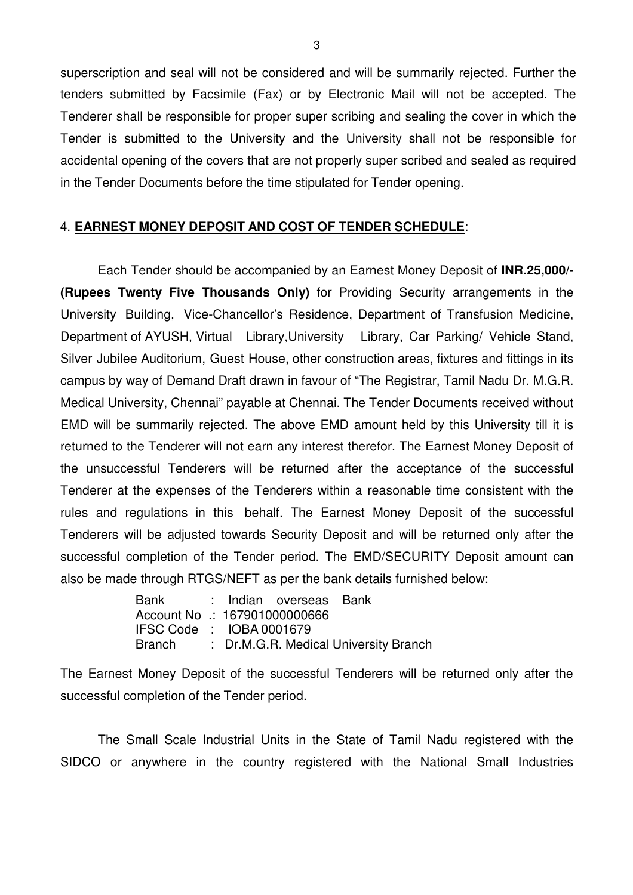superscription and seal will not be considered and will be summarily rejected. Further the tenders submitted by Facsimile (Fax) or by Electronic Mail will not be accepted. The Tenderer shall be responsible for proper super scribing and sealing the cover in which the Tender is submitted to the University and the University shall not be responsible for accidental opening of the covers that are not properly super scribed and sealed as required in the Tender Documents before the time stipulated for Tender opening.

4. **EARNEST MONEY DEPOSIT AND COST OF TENDER SCHEDULE**:

Each Tender should be accompanied by an Earnest Money Deposit of **INR.25,000/- (Rupees Twenty Five Thousands Only)** for Providing Security arrangements in the University Building, Vice-Chancellor's Residence, Department of Transfusion Medicine, Department of AYUSH, Virtual Library,University Library, Car Parking/ Vehicle Stand, Silver Jubilee Auditorium, Guest House, other construction areas, fixtures and fittings in its campus by way of Demand Draft drawn in favour of "The Registrar, Tamil Nadu Dr. M.G.R. Medical University, Chennai" payable at Chennai. The Tender Documents received without EMD will be summarily rejected. The above EMD amount held by this University till it is returned to the Tenderer will not earn any interest therefor. The Earnest Money Deposit of the unsuccessful Tenderers will be returned after the acceptance of the successful Tenderer at the expenses of the Tenderers within a reasonable time consistent with the rules and regulations in this behalf. The Earnest Money Deposit of the successful Tenderers will be adjusted towards Security Deposit and will be returned only after the successful completion of the Tender period. The EMD/SECURITY Deposit amount can also be made through RTGS/NEFT as per the bank details furnished below:

Bank : Indian overseas Bank
Account No .: 167901000000666
IFSC Code : IOBA 0001679
Branch : Dr.M.G.R. Medical University Branch

The Earnest Money Deposit of the successful Tenderers will be returned only after the successful completion of the Tender period.

The Small Scale Industrial Units in the State of Tamil Nadu registered with the SIDCO or anywhere in the country registered with the National Small Industries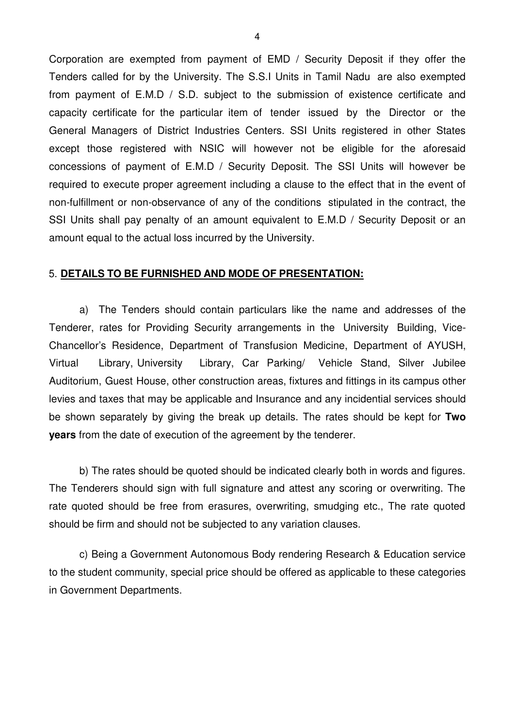Corporation are exempted from payment of EMD / Security Deposit if they offer the Tenders called for by the University. The S.S.I Units in Tamil Nadu are also exempted from payment of E.M.D / S.D. subject to the submission of existence certificate and capacity certificate for the particular item of tender issued by the Director or the General Managers of District Industries Centers. SSI Units registered in other States except those registered with NSIC will however not be eligible for the aforesaid concessions of payment of E.M.D / Security Deposit. The SSI Units will however be required to execute proper agreement including a clause to the effect that in the event of non-fulfillment or non-observance of any of the conditions stipulated in the contract, the SSI Units shall pay penalty of an amount equivalent to E.M.D / Security Deposit or an amount equal to the actual loss incurred by the University.

5. **DETAILS TO BE FURNISHED AND MODE OF PRESENTATION:**

a) The Tenders should contain particulars like the name and addresses of the Tenderer, rates for Providing Security arrangements in the University Building, Vice-Chancellor's Residence, Department of Transfusion Medicine, Department of AYUSH, Virtual Library, University Library, Car Parking/ Vehicle Stand, Silver Jubilee Auditorium, Guest House, other construction areas, fixtures and fittings in its campus other levies and taxes that may be applicable and Insurance and any incidential services should be shown separately by giving the break up details. The rates should be kept for **Two years** from the date of execution of the agreement by the tenderer.

b) The rates should be quoted should be indicated clearly both in words and figures. The Tenderers should sign with full signature and attest any scoring or overwriting. The rate quoted should be free from erasures, overwriting, smudging etc., The rate quoted should be firm and should not be subjected to any variation clauses.

c) Being a Government Autonomous Body rendering Research & Education service to the student community, special price should be offered as applicable to these categories in Government Departments.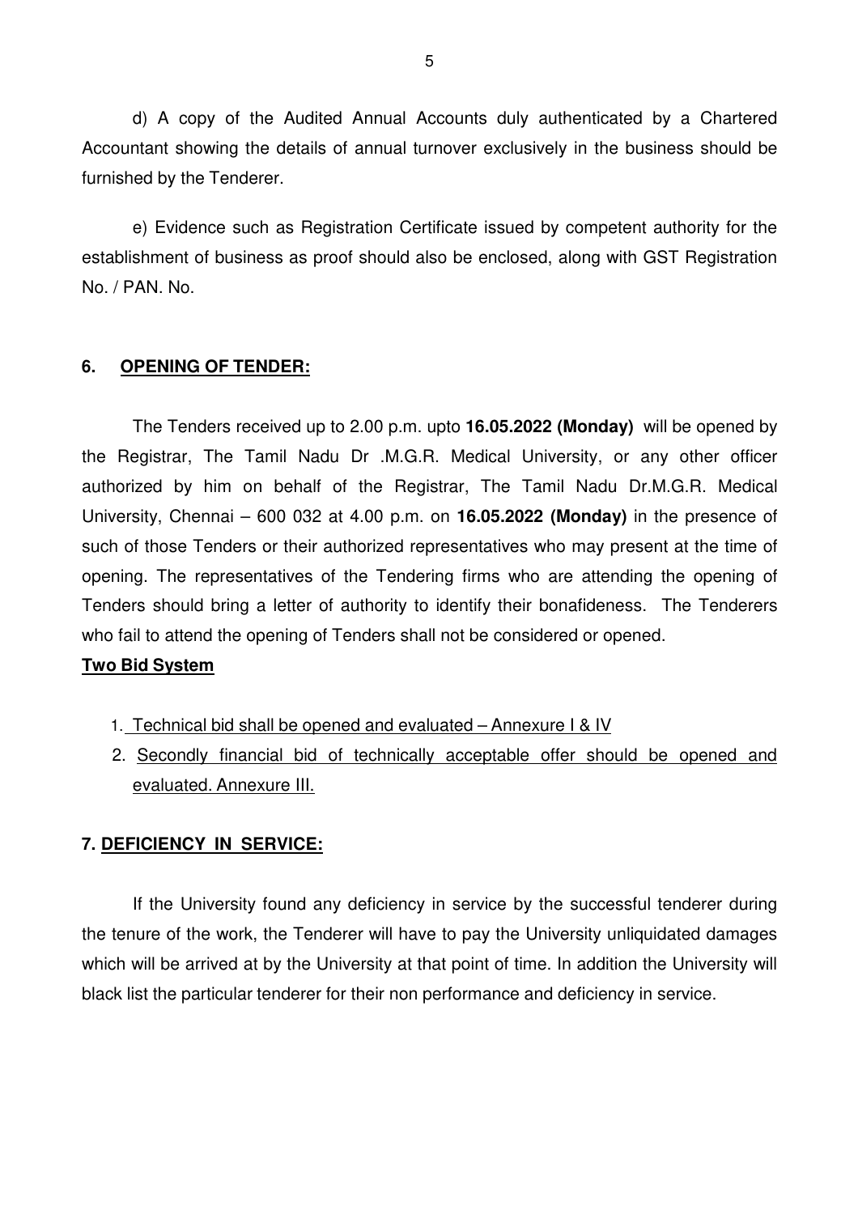d) A copy of the Audited Annual Accounts duly authenticated by a Chartered Accountant showing the details of annual turnover exclusively in the business should be furnished by the Tenderer.

e) Evidence such as Registration Certificate issued by competent authority for the establishment of business as proof should also be enclosed, along with GST Registration No. / PAN. No.

## 6. <u>OPENING OF TENDER:</u>

The Tenders received up to 2.00 p.m. upto **16.05.2022 (Monday)** will be opened by the Registrar, The Tamil Nadu Dr .M.G.R. Medical University, or any other officer authorized by him on behalf of the Registrar, The Tamil Nadu Dr.M.G.R. Medical University, Chennai – 600 032 at 4.00 p.m. on **16.05.2022 (Monday)** in the presence of such of those Tenders or their authorized representatives who may present at the time of opening. The representatives of the Tendering firms who are attending the opening of Tenders should bring a letter of authority to identify their bonafideness. The Tenderers who fail to attend the opening of Tenders shall not be considered or opened.

**<u>Two Bid System</u>**

1. <u>Technical bid shall be opened and evaluated – Annexure I & IV</u>
2. <u>Secondly financial bid of technically acceptable offer should be opened and evaluated. Annexure III.</u>

## 7. <u>DEFICIENCY IN SERVICE:</u>

If the University found any deficiency in service by the successful tenderer during the tenure of the work, the Tenderer will have to pay the University unliquidated damages which will be arrived at by the University at that point of time. In addition the University will black list the particular tenderer for their non performance and deficiency in service.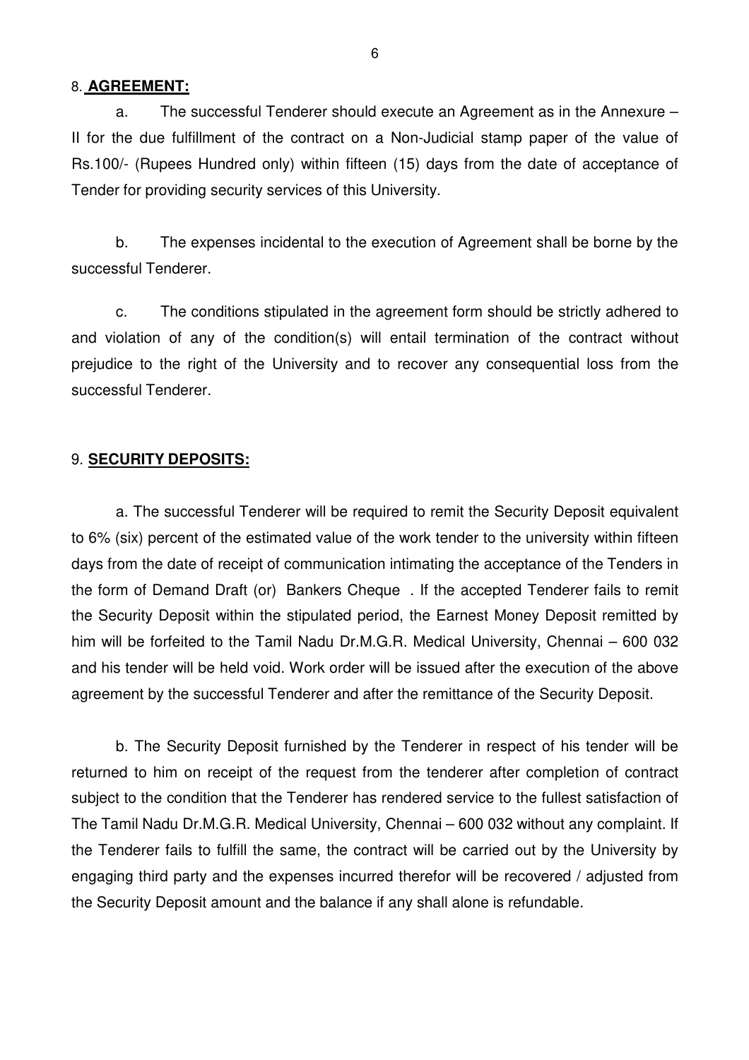8. **AGREEMENT:**

a. The successful Tenderer should execute an Agreement as in the Annexure – II for the due fulfillment of the contract on a Non-Judicial stamp paper of the value of Rs.100/- (Rupees Hundred only) within fifteen (15) days from the date of acceptance of Tender for providing security services of this University.

b. The expenses incidental to the execution of Agreement shall be borne by the successful Tenderer.

c. The conditions stipulated in the agreement form should be strictly adhered to and violation of any of the condition(s) will entail termination of the contract without prejudice to the right of the University and to recover any consequential loss from the successful Tenderer.

9. **SECURITY DEPOSITS:**

a. The successful Tenderer will be required to remit the Security Deposit equivalent to 6% (six) percent of the estimated value of the work tender to the university within fifteen days from the date of receipt of communication intimating the acceptance of the Tenders in the form of Demand Draft (or) Bankers Cheque . If the accepted Tenderer fails to remit the Security Deposit within the stipulated period, the Earnest Money Deposit remitted by him will be forfeited to the Tamil Nadu Dr.M.G.R. Medical University, Chennai – 600 032 and his tender will be held void. Work order will be issued after the execution of the above agreement by the successful Tenderer and after the remittance of the Security Deposit.

b. The Security Deposit furnished by the Tenderer in respect of his tender will be returned to him on receipt of the request from the tenderer after completion of contract subject to the condition that the Tenderer has rendered service to the fullest satisfaction of The Tamil Nadu Dr.M.G.R. Medical University, Chennai – 600 032 without any complaint. If the Tenderer fails to fulfill the same, the contract will be carried out by the University by engaging third party and the expenses incurred therefor will be recovered / adjusted from the Security Deposit amount and the balance if any shall alone is refundable.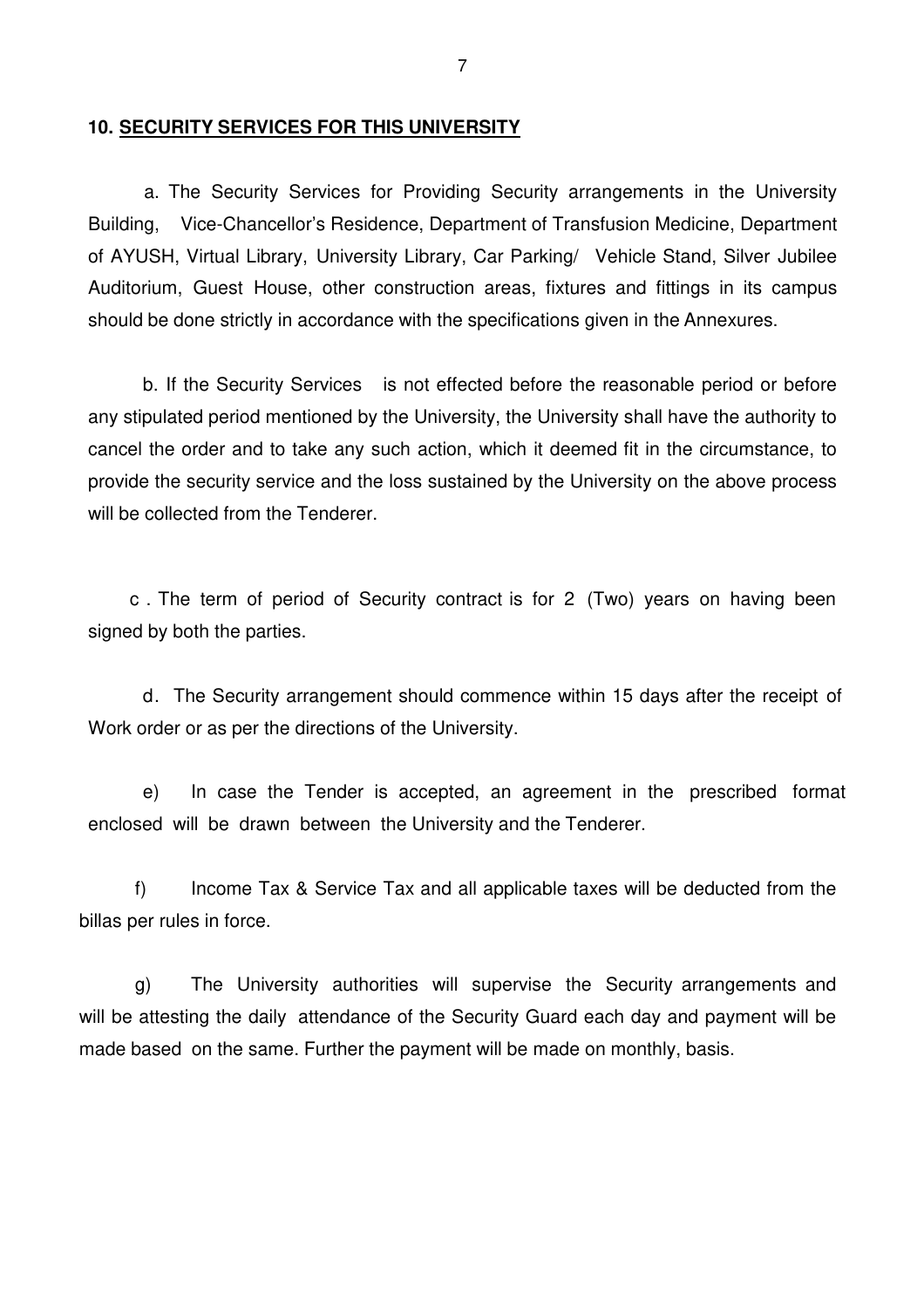## 10. SECURITY SERVICES FOR THIS UNIVERSITY

a. The Security Services for Providing Security arrangements in the University Building, Vice-Chancellor's Residence, Department of Transfusion Medicine, Department of AYUSH, Virtual Library, University Library, Car Parking/ Vehicle Stand, Silver Jubilee Auditorium, Guest House, other construction areas, fixtures and fittings in its campus should be done strictly in accordance with the specifications given in the Annexures.

b. If the Security Services is not effected before the reasonable period or before any stipulated period mentioned by the University, the University shall have the authority to cancel the order and to take any such action, which it deemed fit in the circumstance, to provide the security service and the loss sustained by the University on the above process will be collected from the Tenderer.

c . The term of period of Security contract is for 2 (Two) years on having been signed by both the parties.

d. The Security arrangement should commence within 15 days after the receipt of Work order or as per the directions of the University.

e) In case the Tender is accepted, an agreement in the prescribed format enclosed will be drawn between the University and the Tenderer.

f) Income Tax & Service Tax and all applicable taxes will be deducted from the billas per rules in force.

g) The University authorities will supervise the Security arrangements and will be attesting the daily attendance of the Security Guard each day and payment will be made based on the same. Further the payment will be made on monthly, basis.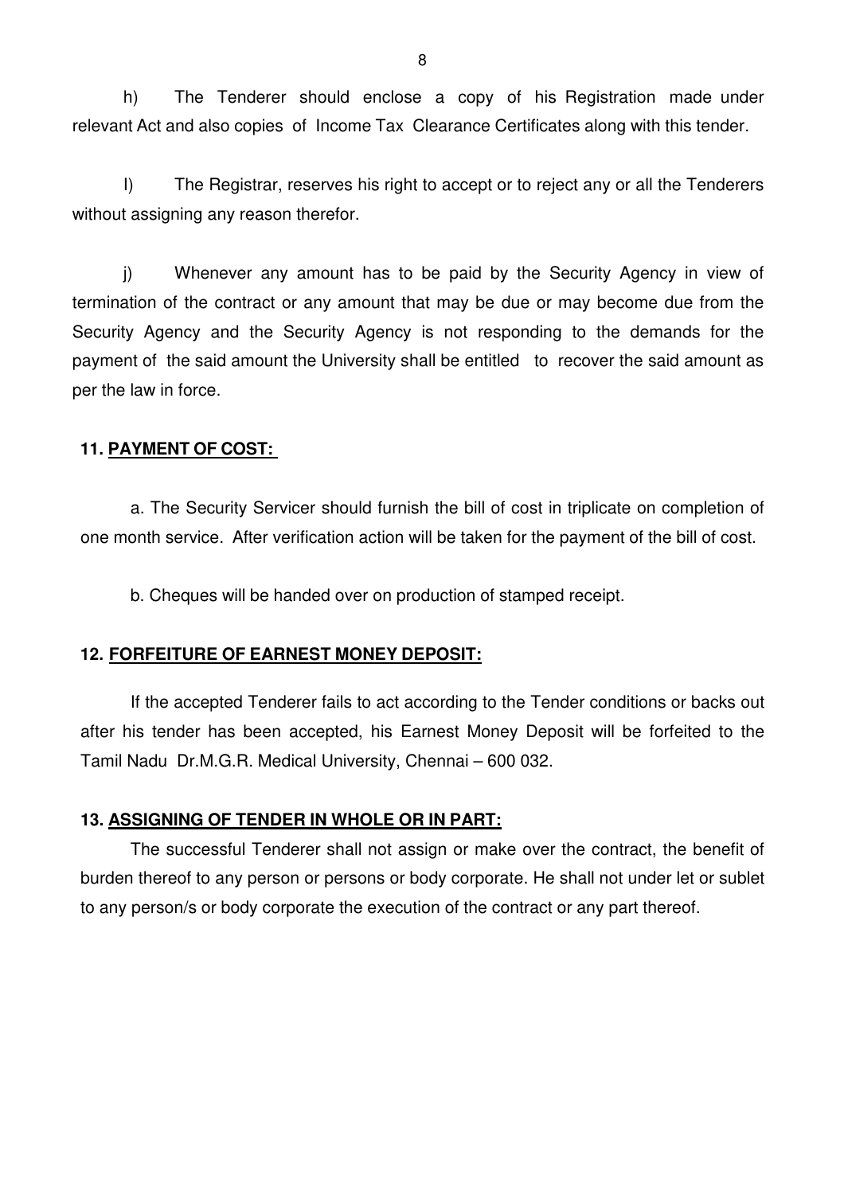h) The Tenderer should enclose a copy of his Registration made under relevant Act and also copies of Income Tax Clearance Certificates along with this tender.

I) The Registrar, reserves his right to accept or to reject any or all the Tenderers without assigning any reason therefor.

j) Whenever any amount has to be paid by the Security Agency in view of termination of the contract or any amount that may be due or may become due from the Security Agency and the Security Agency is not responding to the demands for the payment of the said amount the University shall be entitled to recover the said amount as per the law in force.

**11. <u>PAYMENT OF COST:</u>**

a. The Security Servicer should furnish the bill of cost in triplicate on completion of one month service. After verification action will be taken for the payment of the bill of cost.

b. Cheques will be handed over on production of stamped receipt.

**12. <u>FORFEITURE OF EARNEST MONEY DEPOSIT:</u>**

If the accepted Tenderer fails to act according to the Tender conditions or backs out after his tender has been accepted, his Earnest Money Deposit will be forfeited to the Tamil Nadu Dr.M.G.R. Medical University, Chennai – 600 032.

**13. <u>ASSIGNING OF TENDER IN WHOLE OR IN PART:</u>**

The successful Tenderer shall not assign or make over the contract, the benefit of burden thereof to any person or persons or body corporate. He shall not under let or sublet to any person/s or body corporate the execution of the contract or any part thereof.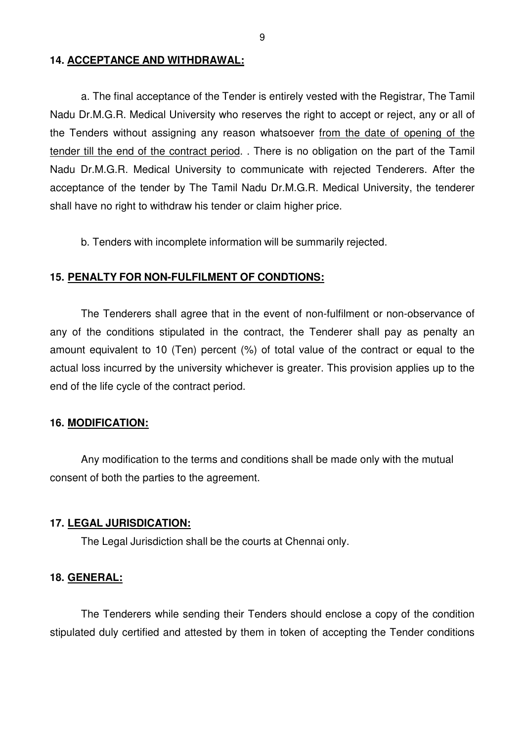**14. <u>ACCEPTANCE AND WITHDRAWAL:</u>**

a. The final acceptance of the Tender is entirely vested with the Registrar, The Tamil Nadu Dr.M.G.R. Medical University who reserves the right to accept or reject, any or all of the Tenders without assigning any reason whatsoever <u>from the date of opening of the tender till the end of the contract period</u>. . There is no obligation on the part of the Tamil Nadu Dr.M.G.R. Medical University to communicate with rejected Tenderers. After the acceptance of the tender by The Tamil Nadu Dr.M.G.R. Medical University, the tenderer shall have no right to withdraw his tender or claim higher price.

b. Tenders with incomplete information will be summarily rejected.

**15. <u>PENALTY FOR NON-FULFILMENT OF CONDTIONS:</u>**

The Tenderers shall agree that in the event of non-fulfilment or non-observance of any of the conditions stipulated in the contract, the Tenderer shall pay as penalty an amount equivalent to 10 (Ten) percent (%) of total value of the contract or equal to the actual loss incurred by the university whichever is greater. This provision applies up to the end of the life cycle of the contract period.

**16. <u>MODIFICATION:</u>**

Any modification to the terms and conditions shall be made only with the mutual consent of both the parties to the agreement.

**17. <u>LEGAL JURISDICATION:</u>**

The Legal Jurisdiction shall be the courts at Chennai only.

**18. <u>GENERAL:</u>**

The Tenderers while sending their Tenders should enclose a copy of the condition stipulated duly certified and attested by them in token of accepting the Tender conditions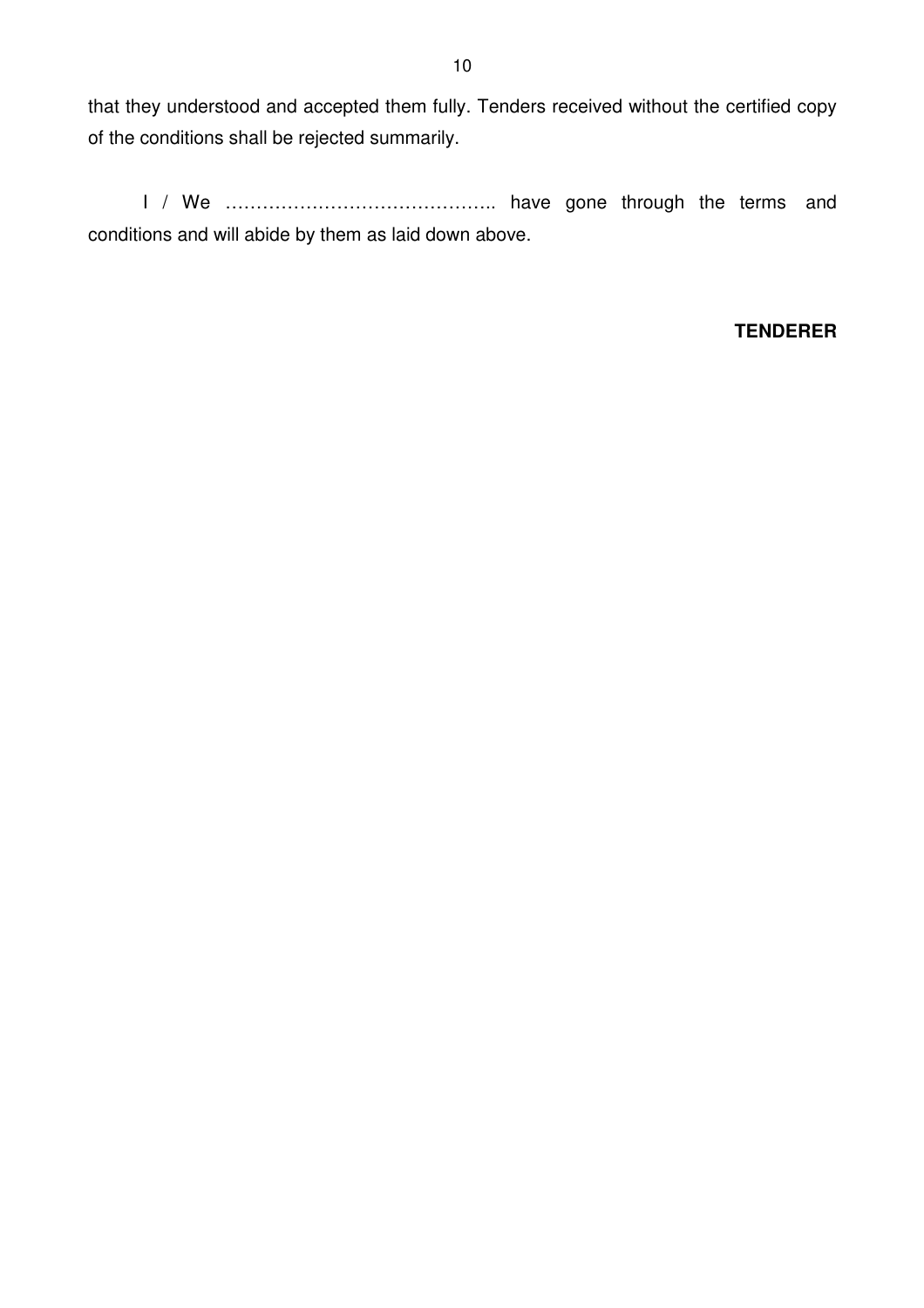that they understood and accepted them fully. Tenders received without the certified copy of the conditions shall be rejected summarily.

I / We …………………………………….. have gone through the terms and conditions and will abide by them as laid down above.

**TENDERER**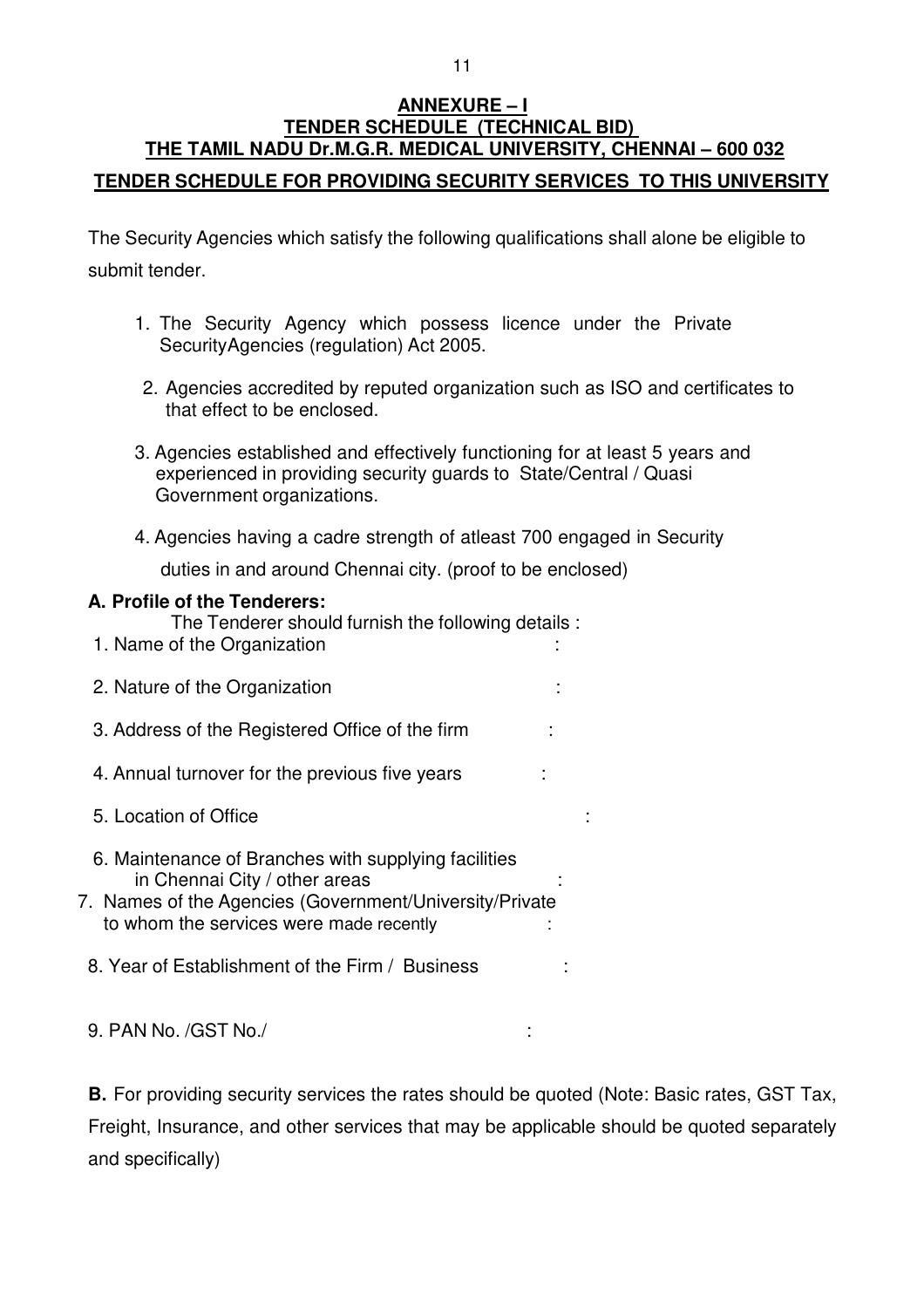**ANNEXURE – I**

**TENDER SCHEDULE (TECHNICAL BID)**

**THE TAMIL NADU Dr.M.G.R. MEDICAL UNIVERSITY, CHENNAI – 600 032**

**TENDER SCHEDULE FOR PROVIDING SECURITY SERVICES TO THIS UNIVERSITY**

The Security Agencies which satisfy the following qualifications shall alone be eligible to submit tender.

1. The Security Agency which possess licence under the Private SecurityAgencies (regulation) Act 2005.
2. Agencies accredited by reputed organization such as ISO and certificates to that effect to be enclosed.
3. Agencies established and effectively functioning for at least 5 years and experienced in providing security guards to State/Central / Quasi Government organizations.
4. Agencies having a cadre strength of atleast 700 engaged in Security duties in and around Chennai city. (proof to be enclosed)

**A. Profile of the Tenderers:**

The Tenderer should furnish the following details :

1. Name of the Organization :
2. Nature of the Organization :
3. Address of the Registered Office of the firm :
4. Annual turnover for the previous five years :
5. Location of Office :
6. Maintenance of Branches with supplying facilities in Chennai City / other areas :
7. Names of the Agencies (Government/University/Private to whom the services were made recently :
8. Year of Establishment of the Firm / Business :
9. PAN No. /GST No./ :

**B.** For providing security services the rates should be quoted (Note: Basic rates, GST Tax, Freight, Insurance, and other services that may be applicable should be quoted separately and specifically)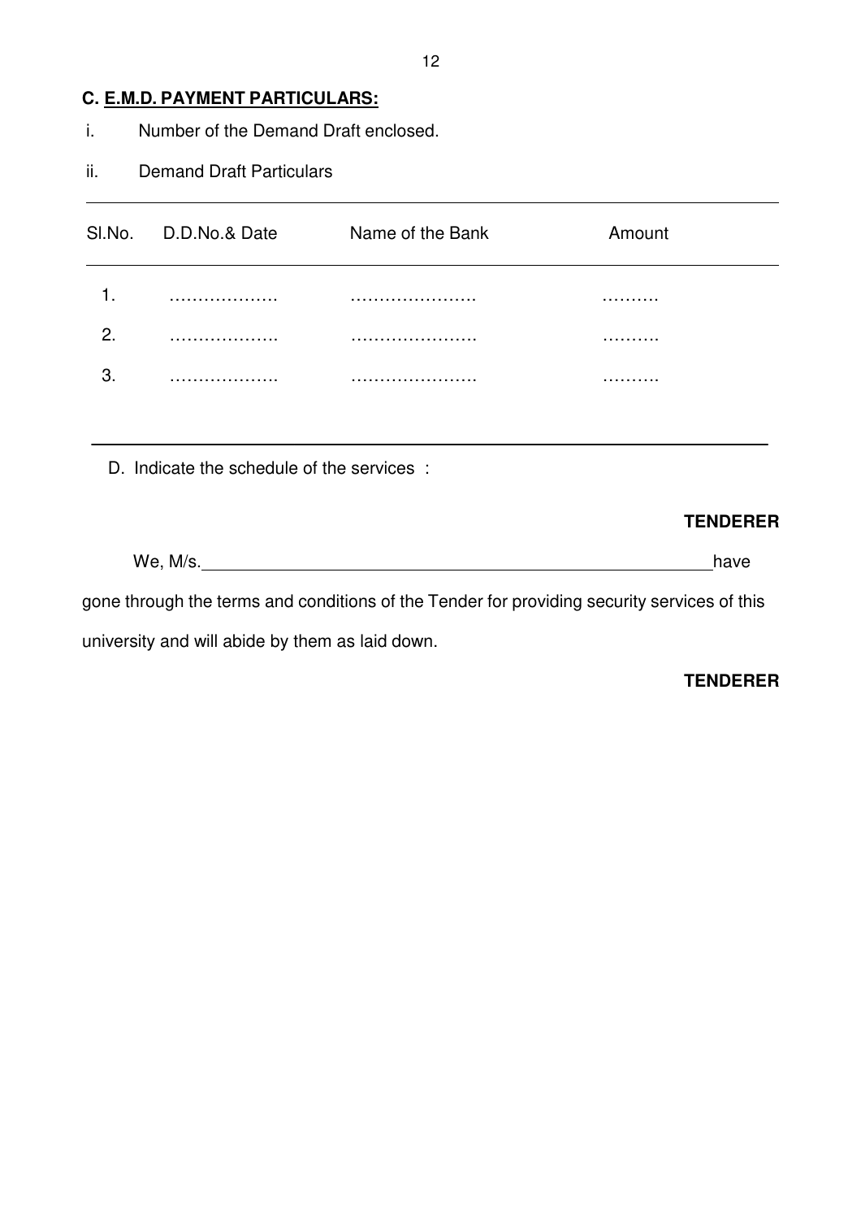**C. E.M.D. PAYMENT PARTICULARS:**

i. Number of the Demand Draft enclosed.

ii. Demand Draft Particulars

| Sl.No. | D.D.No.& Date | Name of the Bank | Amount |
|---|---|---|---|
| 1. | ………………. | …………………. | ………. |
| 2. | ………………. | …………………. | ………. |
| 3. | ………………. | …………………. | ………. |

D. Indicate the schedule of the services :

**TENDERER**

We, M/s.\_\_\_\_\_\_\_\_\_\_\_\_\_\_\_\_\_\_\_\_\_\_\_\_\_\_\_\_\_\_\_\_\_\_\_\_\_\_\_\_\_\_\_\_\_\_\_\_\_\_\_\_\_\_have gone through the terms and conditions of the Tender for providing security services of this university and will abide by them as laid down.

**TENDERER**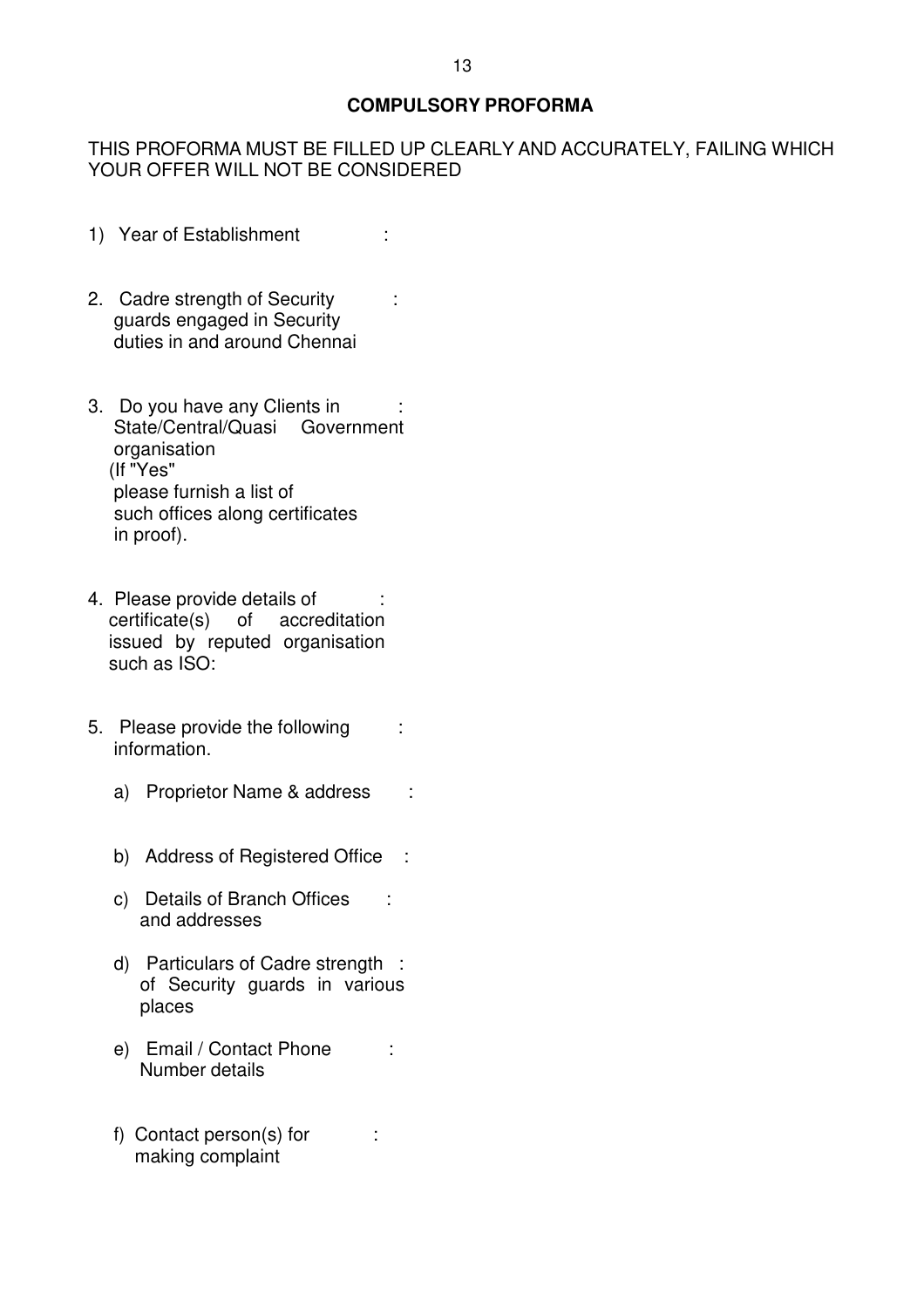## COMPULSORY PROFORMA

THIS PROFORMA MUST BE FILLED UP CLEARLY AND ACCURATELY, FAILING WHICH YOUR OFFER WILL NOT BE CONSIDERED

1) Year of Establishment :

2. Cadre strength of Security guards engaged in Security duties in and around Chennai :

3. Do you have any Clients in State/Central/Quasi Government organisation (If "Yes" please furnish a list of such offices along certificates in proof). :

4. Please provide details of certificate(s) of accreditation issued by reputed organisation such as ISO: :

5. Please provide the following information. :

   a) Proprietor Name & address :

   b) Address of Registered Office :

   c) Details of Branch Offices and addresses :

   d) Particulars of Cadre strength of Security guards in various places :

   e) Email / Contact Phone Number details :

   f) Contact person(s) for making complaint :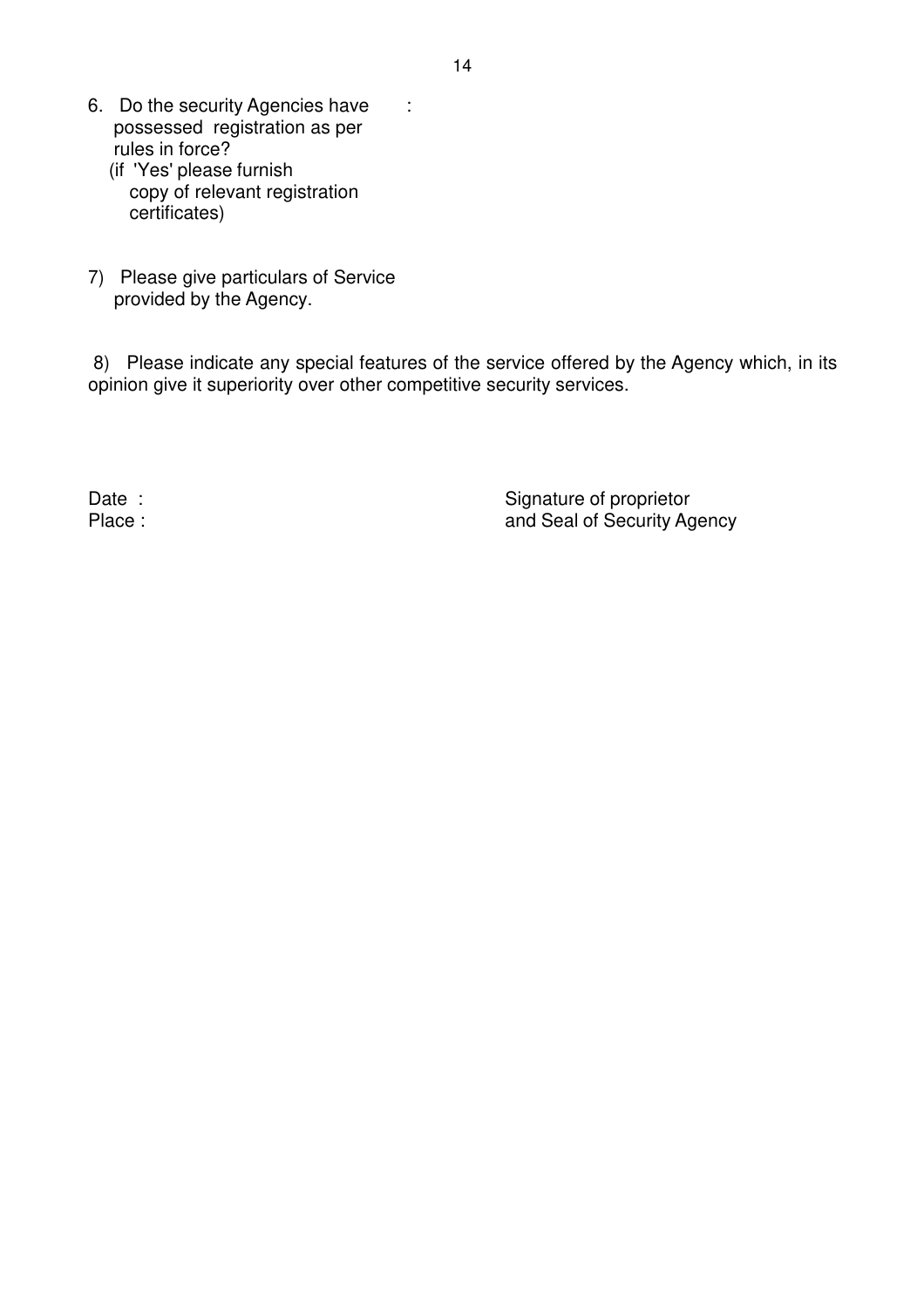6. Do the security Agencies have possessed registration as per rules in force? :
   (if 'Yes' please furnish copy of relevant registration certificates)

7) Please give particulars of Service provided by the Agency.

8) Please indicate any special features of the service offered by the Agency which, in its opinion give it superiority over other competitive security services.

Date :
Place :

Signature of proprietor
and Seal of Security Agency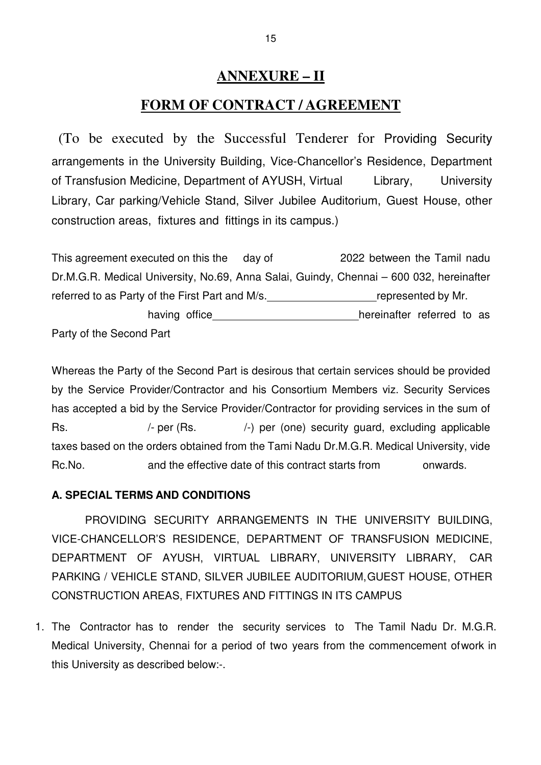## ANNEXURE – II

## FORM OF CONTRACT / AGREEMENT

(To be executed by the Successful Tenderer for Providing Security arrangements in the University Building, Vice-Chancellor's Residence, Department of Transfusion Medicine, Department of AYUSH, Virtual Library, University Library, Car parking/Vehicle Stand, Silver Jubilee Auditorium, Guest House, other construction areas, fixtures and fittings in its campus.)

This agreement executed on this the day of 2022 between the Tamil nadu Dr.M.G.R. Medical University, No.69, Anna Salai, Guindy, Chennai – 600 032, hereinafter referred to as Party of the First Part and M/s.\_\_\_\_\_\_\_\_\_\_\_\_\_\_\_\_\_\_ represented by Mr. having office\_\_\_\_\_\_\_\_\_\_\_\_\_\_\_\_\_\_\_\_\_\_\_\_ hereinafter referred to as Party of the Second Part

Whereas the Party of the Second Part is desirous that certain services should be provided by the Service Provider/Contractor and his Consortium Members viz. Security Services has accepted a bid by the Service Provider/Contractor for providing services in the sum of Rs. /- per (Rs. /-) per (one) security guard, excluding applicable taxes based on the orders obtained from the Tami Nadu Dr.M.G.R. Medical University, vide Rc.No. and the effective date of this contract starts from onwards.

**A. SPECIAL TERMS AND CONDITIONS**

PROVIDING SECURITY ARRANGEMENTS IN THE UNIVERSITY BUILDING, VICE-CHANCELLOR'S RESIDENCE, DEPARTMENT OF TRANSFUSION MEDICINE, DEPARTMENT OF AYUSH, VIRTUAL LIBRARY, UNIVERSITY LIBRARY, CAR PARKING / VEHICLE STAND, SILVER JUBILEE AUDITORIUM, GUEST HOUSE, OTHER CONSTRUCTION AREAS, FIXTURES AND FITTINGS IN ITS CAMPUS

1. The Contractor has to render the security services to The Tamil Nadu Dr. M.G.R. Medical University, Chennai for a period of two years from the commencement of work in this University as described below:-.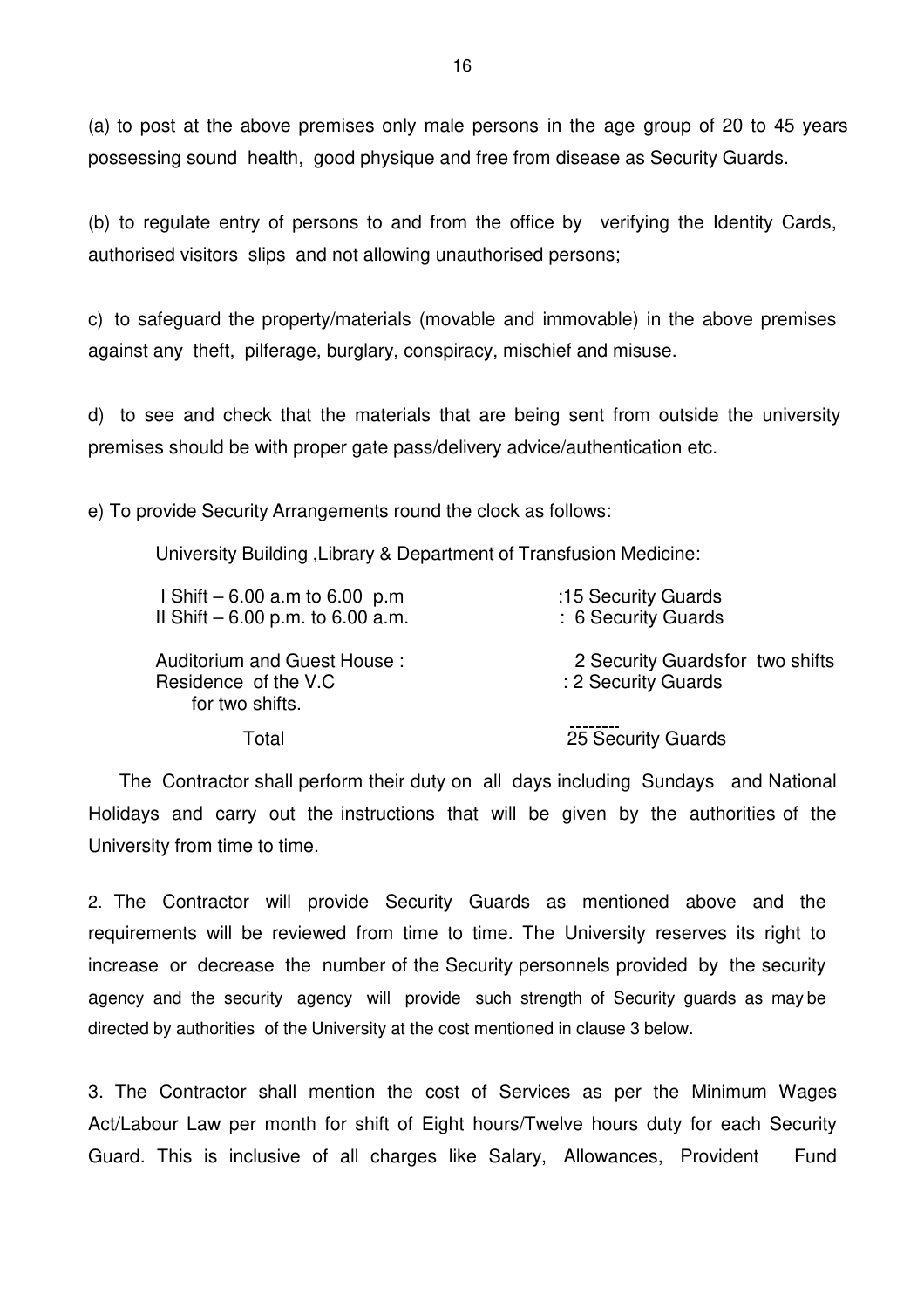(a) to post at the above premises only male persons in the age group of 20 to 45 years possessing sound health, good physique and free from disease as Security Guards.

(b) to regulate entry of persons to and from the office by verifying the Identity Cards, authorised visitors slips and not allowing unauthorised persons;

c) to safeguard the property/materials (movable and immovable) in the above premises against any theft, pilferage, burglary, conspiracy, mischief and misuse.

d) to see and check that the materials that are being sent from outside the university premises should be with proper gate pass/delivery advice/authentication etc.

e) To provide Security Arrangements round the clock as follows:

University Building ,Library & Department of Transfusion Medicine:

| | |
|---|---|
| I Shift – 6.00 a.m to 6.00 p.m | :15 Security Guards |
| II Shift – 6.00 p.m. to 6.00 a.m. | : 6 Security Guards |
| Auditorium and Guest House : | 2 Security Guardsfor two shifts |
| Residence of the V.C for two shifts. | : 2 Security Guards |
| Total | 25 Security Guards |

The Contractor shall perform their duty on all days including Sundays and National Holidays and carry out the instructions that will be given by the authorities of the University from time to time.

2. The Contractor will provide Security Guards as mentioned above and the requirements will be reviewed from time to time. The University reserves its right to increase or decrease the number of the Security personnels provided by the security agency and the security agency will provide such strength of Security guards as may be directed by authorities of the University at the cost mentioned in clause 3 below.

3. The Contractor shall mention the cost of Services as per the Minimum Wages Act/Labour Law per month for shift of Eight hours/Twelve hours duty for each Security Guard. This is inclusive of all charges like Salary, Allowances, Provident Fund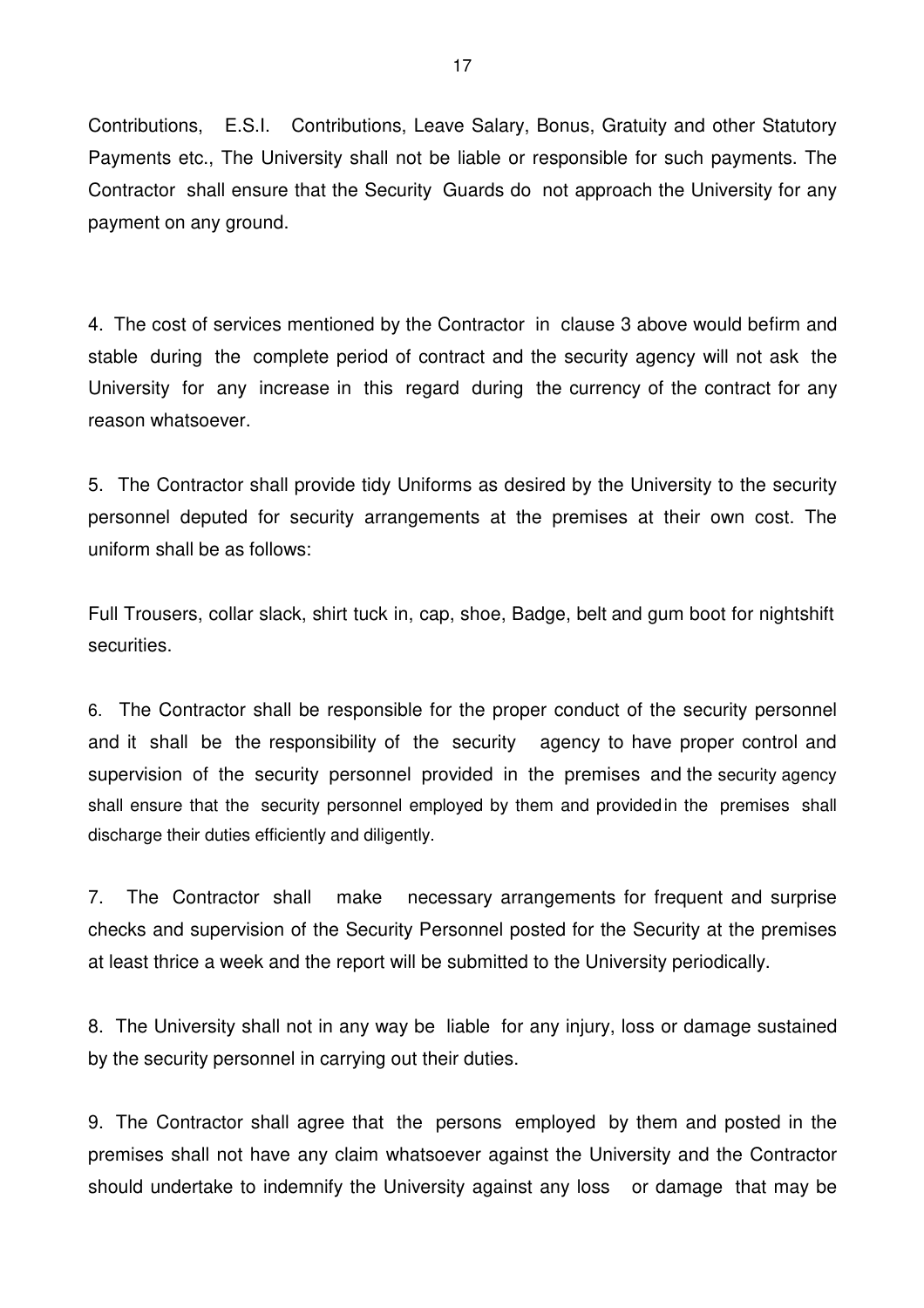Contributions, E.S.I. Contributions, Leave Salary, Bonus, Gratuity and other Statutory Payments etc., The University shall not be liable or responsible for such payments. The Contractor shall ensure that the Security Guards do not approach the University for any payment on any ground.

4. The cost of services mentioned by the Contractor in clause 3 above would befirm and stable during the complete period of contract and the security agency will not ask the University for any increase in this regard during the currency of the contract for any reason whatsoever.

5. The Contractor shall provide tidy Uniforms as desired by the University to the security personnel deputed for security arrangements at the premises at their own cost. The uniform shall be as follows:

Full Trousers, collar slack, shirt tuck in, cap, shoe, Badge, belt and gum boot for nightshift securities.

6. The Contractor shall be responsible for the proper conduct of the security personnel and it shall be the responsibility of the security agency to have proper control and supervision of the security personnel provided in the premises and the security agency shall ensure that the security personnel employed by them and provided in the premises shall discharge their duties efficiently and diligently.

7. The Contractor shall make necessary arrangements for frequent and surprise checks and supervision of the Security Personnel posted for the Security at the premises at least thrice a week and the report will be submitted to the University periodically.

8. The University shall not in any way be liable for any injury, loss or damage sustained by the security personnel in carrying out their duties.

9. The Contractor shall agree that the persons employed by them and posted in the premises shall not have any claim whatsoever against the University and the Contractor should undertake to indemnify the University against any loss or damage that may be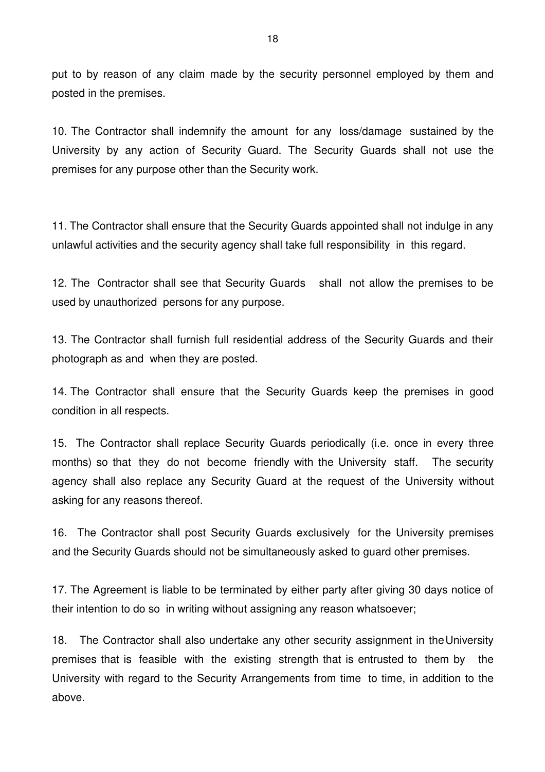put to by reason of any claim made by the security personnel employed by them and posted in the premises.

10. The Contractor shall indemnify the amount for any loss/damage sustained by the University by any action of Security Guard. The Security Guards shall not use the premises for any purpose other than the Security work.

11. The Contractor shall ensure that the Security Guards appointed shall not indulge in any unlawful activities and the security agency shall take full responsibility in this regard.

12. The Contractor shall see that Security Guards shall not allow the premises to be used by unauthorized persons for any purpose.

13. The Contractor shall furnish full residential address of the Security Guards and their photograph as and when they are posted.

14. The Contractor shall ensure that the Security Guards keep the premises in good condition in all respects.

15. The Contractor shall replace Security Guards periodically (i.e. once in every three months) so that they do not become friendly with the University staff. The security agency shall also replace any Security Guard at the request of the University without asking for any reasons thereof.

16. The Contractor shall post Security Guards exclusively for the University premises and the Security Guards should not be simultaneously asked to guard other premises.

17. The Agreement is liable to be terminated by either party after giving 30 days notice of their intention to do so in writing without assigning any reason whatsoever;

18. The Contractor shall also undertake any other security assignment in the University premises that is feasible with the existing strength that is entrusted to them by the University with regard to the Security Arrangements from time to time, in addition to the above.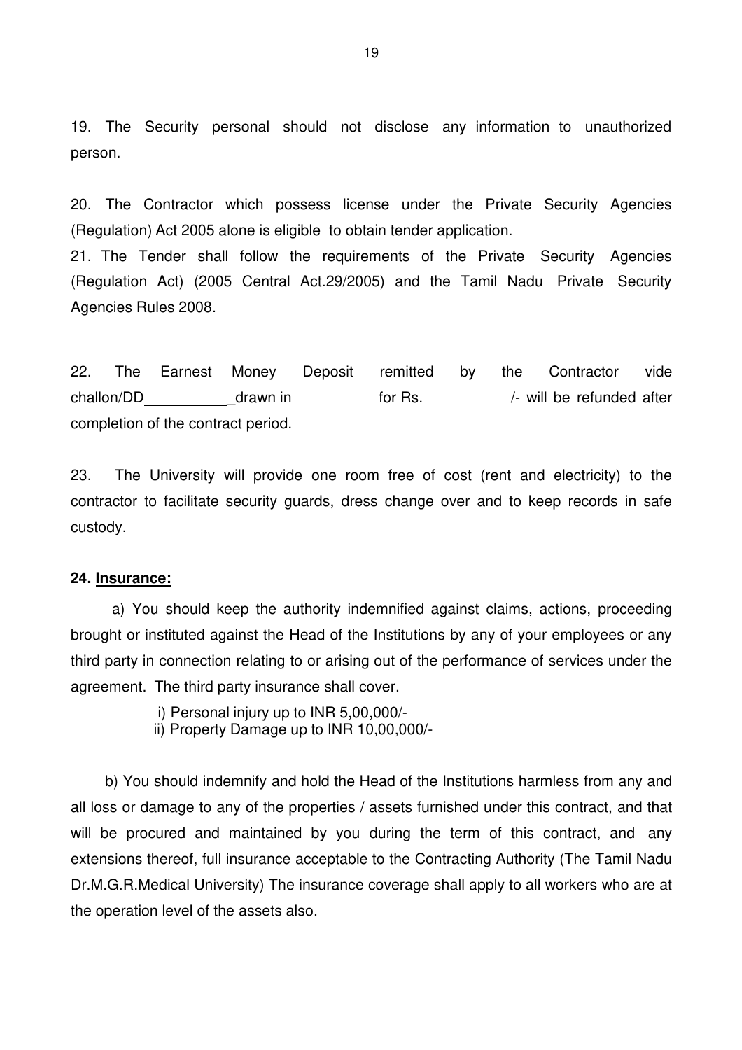19. The Security personal should not disclose any information to unauthorized person.

20. The Contractor which possess license under the Private Security Agencies (Regulation) Act 2005 alone is eligible to obtain tender application.

21. The Tender shall follow the requirements of the Private Security Agencies (Regulation Act) (2005 Central Act.29/2005) and the Tamil Nadu Private Security Agencies Rules 2008.

22. The Earnest Money Deposit remitted by the Contractor vide challon/DD___________drawn in for Rs. /- will be refunded after completion of the contract period.

23. The University will provide one room free of cost (rent and electricity) to the contractor to facilitate security guards, dress change over and to keep records in safe custody.

**24. Insurance:**

a) You should keep the authority indemnified against claims, actions, proceeding brought or instituted against the Head of the Institutions by any of your employees or any third party in connection relating to or arising out of the performance of services under the agreement. The third party insurance shall cover.

i) Personal injury up to INR 5,00,000/-
ii) Property Damage up to INR 10,00,000/-

b) You should indemnify and hold the Head of the Institutions harmless from any and all loss or damage to any of the properties / assets furnished under this contract, and that will be procured and maintained by you during the term of this contract, and any extensions thereof, full insurance acceptable to the Contracting Authority (The Tamil Nadu Dr.M.G.R.Medical University) The insurance coverage shall apply to all workers who are at the operation level of the assets also.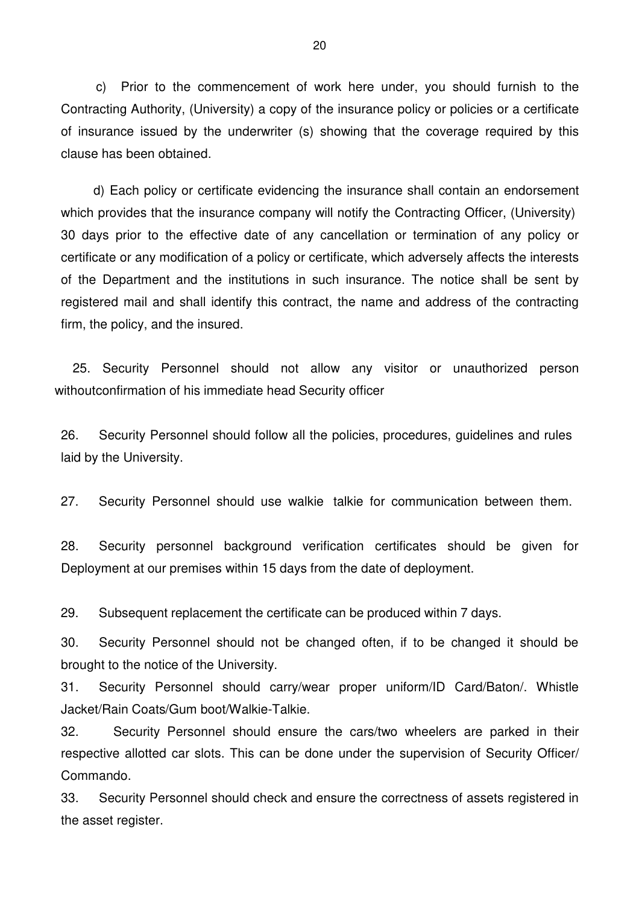c) Prior to the commencement of work here under, you should furnish to the Contracting Authority, (University) a copy of the insurance policy or policies or a certificate of insurance issued by the underwriter (s) showing that the coverage required by this clause has been obtained.

d) Each policy or certificate evidencing the insurance shall contain an endorsement which provides that the insurance company will notify the Contracting Officer, (University) 30 days prior to the effective date of any cancellation or termination of any policy or certificate or any modification of a policy or certificate, which adversely affects the interests of the Department and the institutions in such insurance. The notice shall be sent by registered mail and shall identify this contract, the name and address of the contracting firm, the policy, and the insured.

25. Security Personnel should not allow any visitor or unauthorized person withoutconfirmation of his immediate head Security officer

26. Security Personnel should follow all the policies, procedures, guidelines and rules laid by the University.

27. Security Personnel should use walkie talkie for communication between them.

28. Security personnel background verification certificates should be given for Deployment at our premises within 15 days from the date of deployment.

29. Subsequent replacement the certificate can be produced within 7 days.

30. Security Personnel should not be changed often, if to be changed it should be brought to the notice of the University.

31. Security Personnel should carry/wear proper uniform/ID Card/Baton/. Whistle Jacket/Rain Coats/Gum boot/Walkie-Talkie.

32. Security Personnel should ensure the cars/two wheelers are parked in their respective allotted car slots. This can be done under the supervision of Security Officer/ Commando.

33. Security Personnel should check and ensure the correctness of assets registered in the asset register.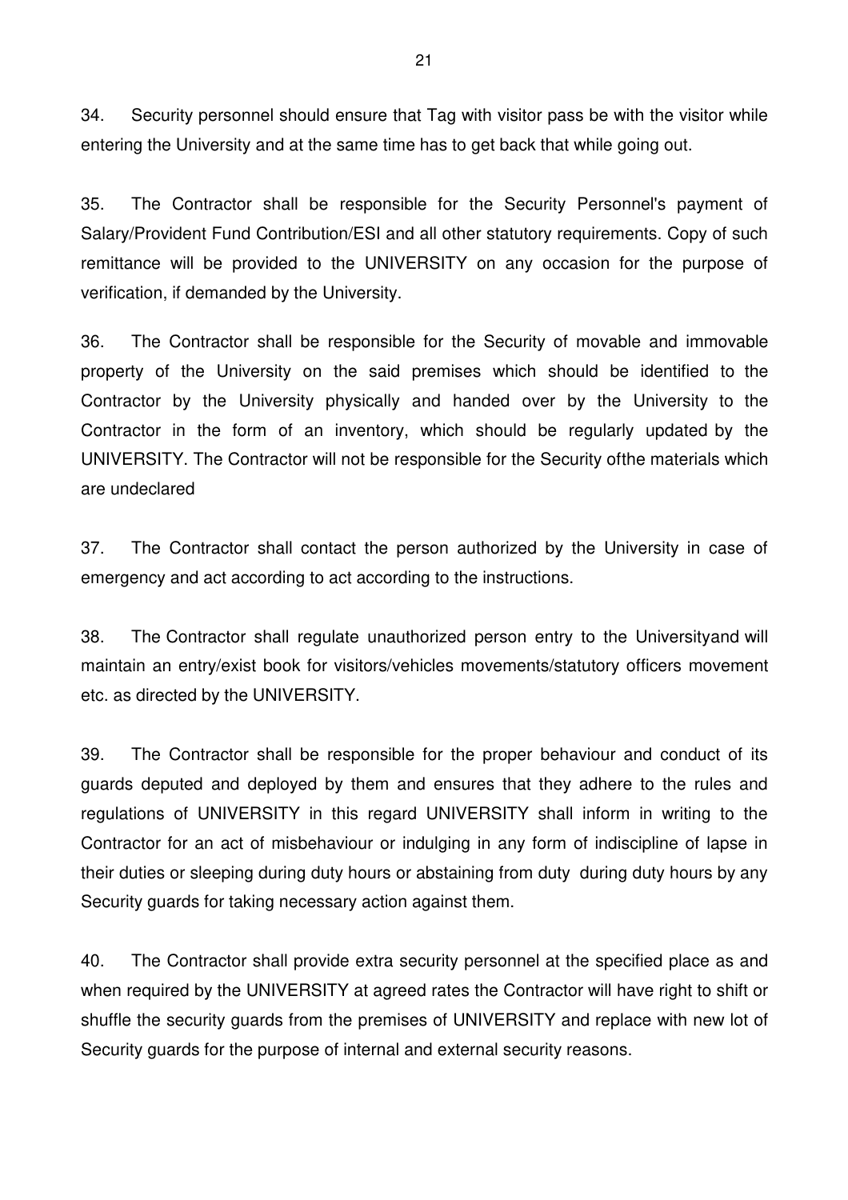34. Security personnel should ensure that Tag with visitor pass be with the visitor while entering the University and at the same time has to get back that while going out.

35. The Contractor shall be responsible for the Security Personnel's payment of Salary/Provident Fund Contribution/ESI and all other statutory requirements. Copy of such remittance will be provided to the UNIVERSITY on any occasion for the purpose of verification, if demanded by the University.

36. The Contractor shall be responsible for the Security of movable and immovable property of the University on the said premises which should be identified to the Contractor by the University physically and handed over by the University to the Contractor in the form of an inventory, which should be regularly updated by the UNIVERSITY. The Contractor will not be responsible for the Security ofthe materials which are undeclared

37. The Contractor shall contact the person authorized by the University in case of emergency and act according to act according to the instructions.

38. The Contractor shall regulate unauthorized person entry to the Universityand will maintain an entry/exist book for visitors/vehicles movements/statutory officers movement etc. as directed by the UNIVERSITY.

39. The Contractor shall be responsible for the proper behaviour and conduct of its guards deputed and deployed by them and ensures that they adhere to the rules and regulations of UNIVERSITY in this regard UNIVERSITY shall inform in writing to the Contractor for an act of misbehaviour or indulging in any form of indiscipline of lapse in their duties or sleeping during duty hours or abstaining from duty during duty hours by any Security guards for taking necessary action against them.

40. The Contractor shall provide extra security personnel at the specified place as and when required by the UNIVERSITY at agreed rates the Contractor will have right to shift or shuffle the security guards from the premises of UNIVERSITY and replace with new lot of Security guards for the purpose of internal and external security reasons.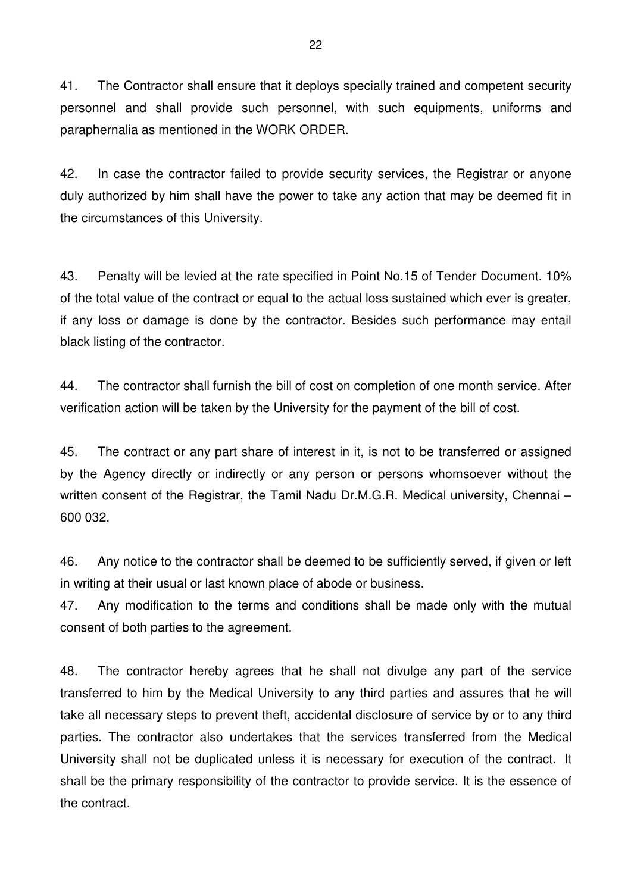41. The Contractor shall ensure that it deploys specially trained and competent security personnel and shall provide such personnel, with such equipments, uniforms and paraphernalia as mentioned in the WORK ORDER.

42. In case the contractor failed to provide security services, the Registrar or anyone duly authorized by him shall have the power to take any action that may be deemed fit in the circumstances of this University.

43. Penalty will be levied at the rate specified in Point No.15 of Tender Document. 10% of the total value of the contract or equal to the actual loss sustained which ever is greater, if any loss or damage is done by the contractor. Besides such performance may entail black listing of the contractor.

44. The contractor shall furnish the bill of cost on completion of one month service. After verification action will be taken by the University for the payment of the bill of cost.

45. The contract or any part share of interest in it, is not to be transferred or assigned by the Agency directly or indirectly or any person or persons whomsoever without the written consent of the Registrar, the Tamil Nadu Dr.M.G.R. Medical university, Chennai – 600 032.

46. Any notice to the contractor shall be deemed to be sufficiently served, if given or left in writing at their usual or last known place of abode or business.

47. Any modification to the terms and conditions shall be made only with the mutual consent of both parties to the agreement.

48. The contractor hereby agrees that he shall not divulge any part of the service transferred to him by the Medical University to any third parties and assures that he will take all necessary steps to prevent theft, accidental disclosure of service by or to any third parties. The contractor also undertakes that the services transferred from the Medical University shall not be duplicated unless it is necessary for execution of the contract. It shall be the primary responsibility of the contractor to provide service. It is the essence of the contract.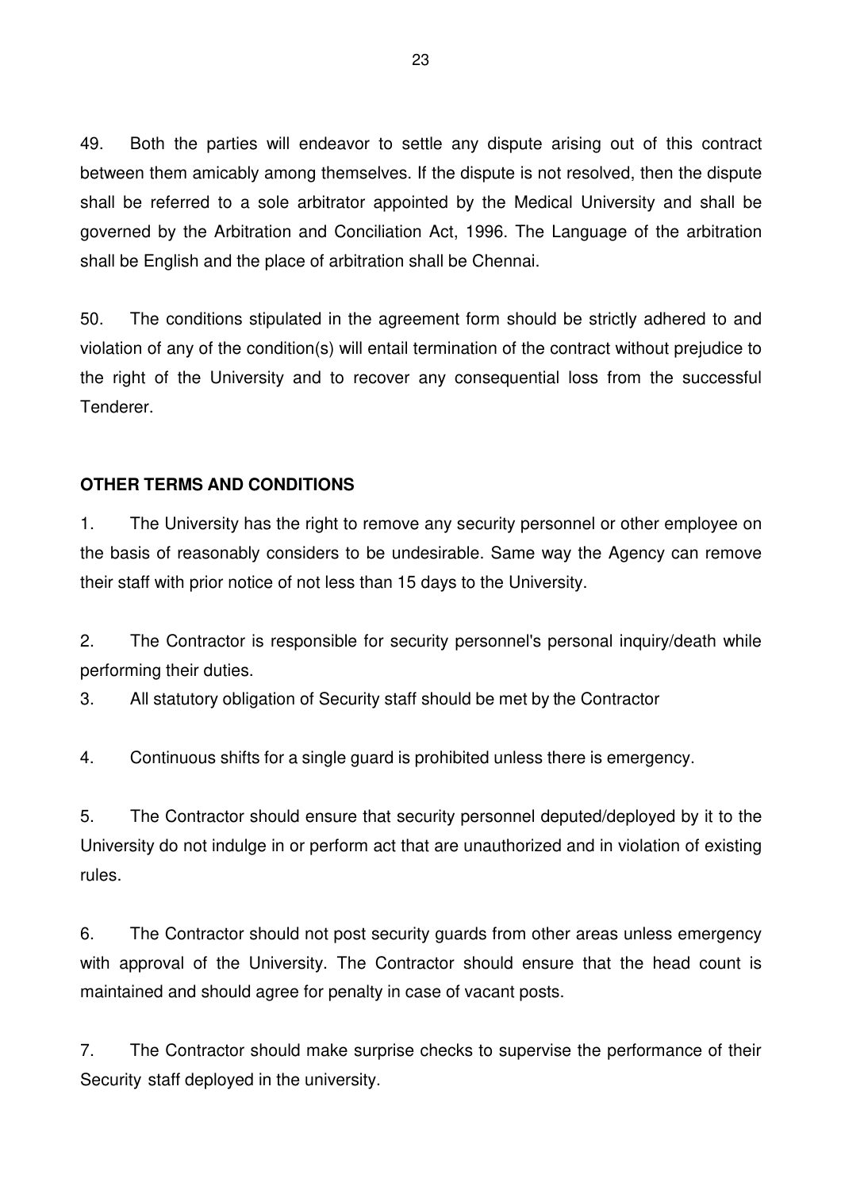49. Both the parties will endeavor to settle any dispute arising out of this contract between them amicably among themselves. If the dispute is not resolved, then the dispute shall be referred to a sole arbitrator appointed by the Medical University and shall be governed by the Arbitration and Conciliation Act, 1996. The Language of the arbitration shall be English and the place of arbitration shall be Chennai.

50. The conditions stipulated in the agreement form should be strictly adhered to and violation of any of the condition(s) will entail termination of the contract without prejudice to the right of the University and to recover any consequential loss from the successful Tenderer.

**OTHER TERMS AND CONDITIONS**

1. The University has the right to remove any security personnel or other employee on the basis of reasonably considers to be undesirable. Same way the Agency can remove their staff with prior notice of not less than 15 days to the University.

2. The Contractor is responsible for security personnel's personal inquiry/death while performing their duties.

3. All statutory obligation of Security staff should be met by the Contractor

4. Continuous shifts for a single guard is prohibited unless there is emergency.

5. The Contractor should ensure that security personnel deputed/deployed by it to the University do not indulge in or perform act that are unauthorized and in violation of existing rules.

6. The Contractor should not post security guards from other areas unless emergency with approval of the University. The Contractor should ensure that the head count is maintained and should agree for penalty in case of vacant posts.

7. The Contractor should make surprise checks to supervise the performance of their Security staff deployed in the university.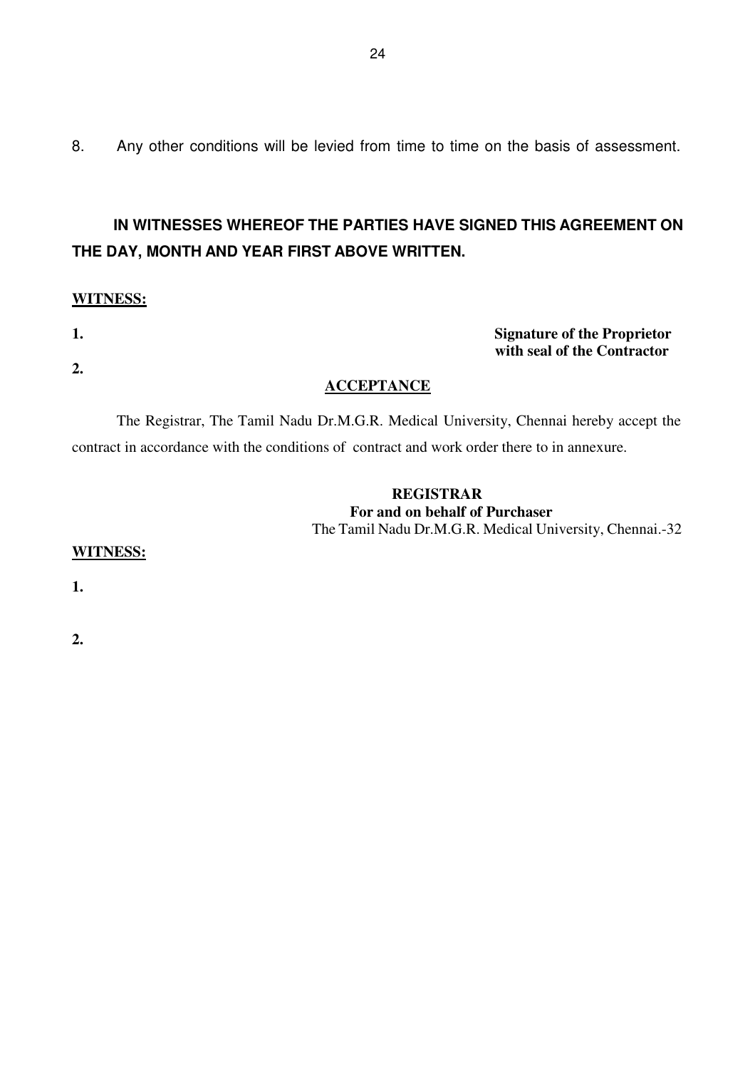8. Any other conditions will be levied from time to time on the basis of assessment.

**IN WITNESSES WHEREOF THE PARTIES HAVE SIGNED THIS AGREEMENT ON THE DAY, MONTH AND YEAR FIRST ABOVE WRITTEN.**

**WITNESS:**

**1.**

**2.**

**Signature of the Proprietor with seal of the Contractor**

**ACCEPTANCE**

The Registrar, The Tamil Nadu Dr.M.G.R. Medical University, Chennai hereby accept the contract in accordance with the conditions of contract and work order there to in annexure.

**REGISTRAR**
**For and on behalf of Purchaser**
The Tamil Nadu Dr.M.G.R. Medical University, Chennai.-32

**WITNESS:**

**1.**

**2.**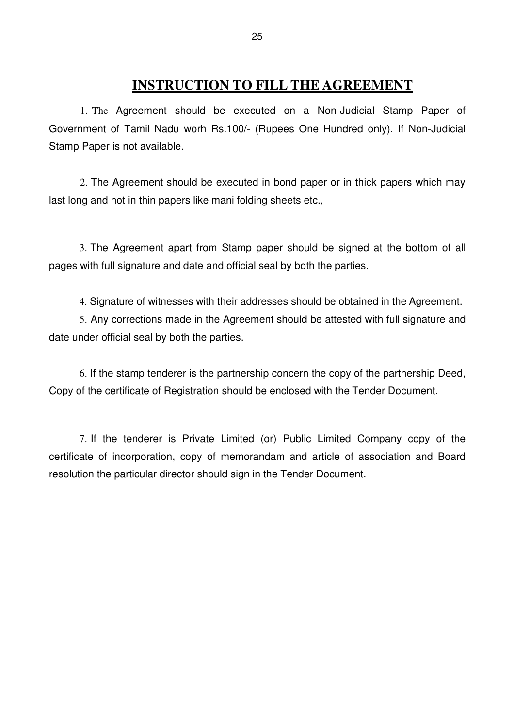## INSTRUCTION TO FILL THE AGREEMENT

1. The Agreement should be executed on a Non-Judicial Stamp Paper of Government of Tamil Nadu worh Rs.100/- (Rupees One Hundred only). If Non-Judicial Stamp Paper is not available.

2. The Agreement should be executed in bond paper or in thick papers which may last long and not in thin papers like mani folding sheets etc.,

3. The Agreement apart from Stamp paper should be signed at the bottom of all pages with full signature and date and official seal by both the parties.

4. Signature of witnesses with their addresses should be obtained in the Agreement.

5. Any corrections made in the Agreement should be attested with full signature and date under official seal by both the parties.

6. If the stamp tenderer is the partnership concern the copy of the partnership Deed, Copy of the certificate of Registration should be enclosed with the Tender Document.

7. If the tenderer is Private Limited (or) Public Limited Company copy of the certificate of incorporation, copy of memorandam and article of association and Board resolution the particular director should sign in the Tender Document.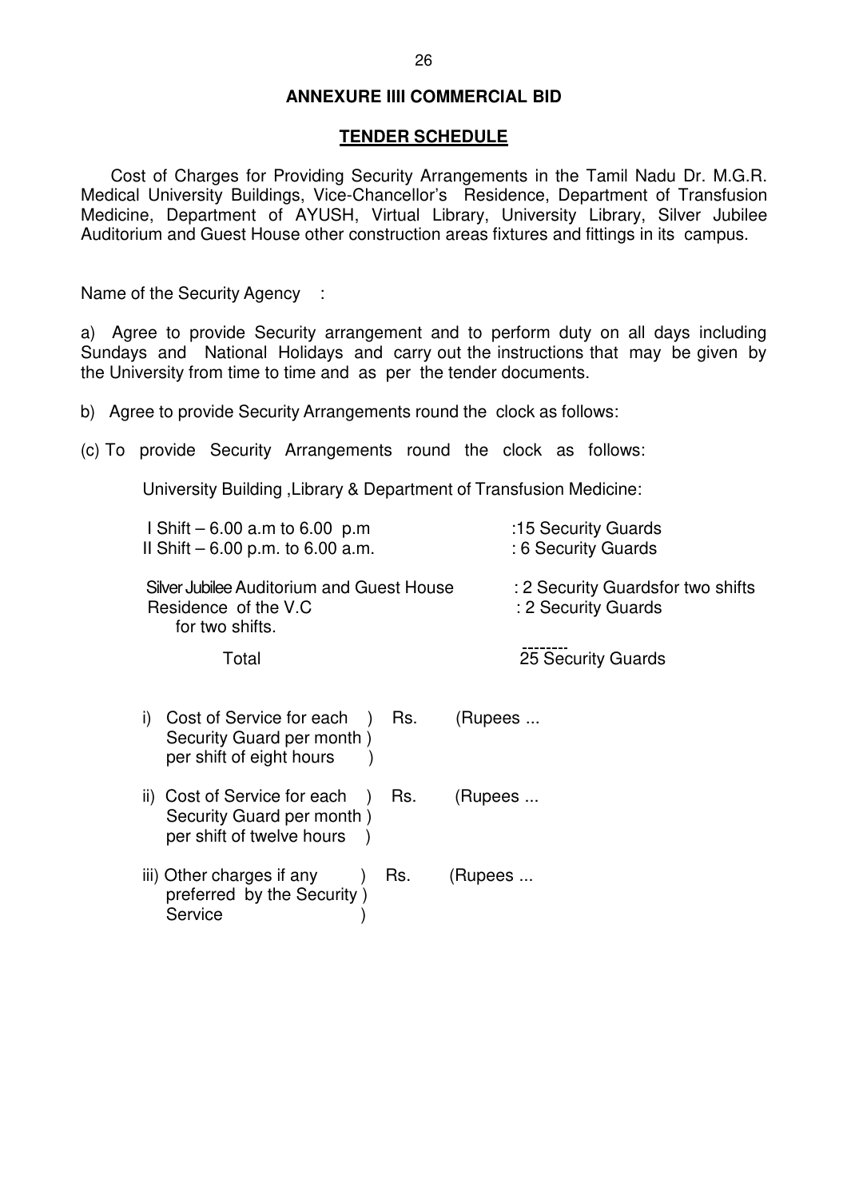**ANNEXURE IIII COMMERCIAL BID**

**TENDER SCHEDULE**

Cost of Charges for Providing Security Arrangements in the Tamil Nadu Dr. M.G.R. Medical University Buildings, Vice-Chancellor's Residence, Department of Transfusion Medicine, Department of AYUSH, Virtual Library, University Library, Silver Jubilee Auditorium and Guest House other construction areas fixtures and fittings in its campus.

Name of the Security Agency :

a) Agree to provide Security arrangement and to perform duty on all days including Sundays and National Holidays and carry out the instructions that may be given by the University from time to time and as per the tender documents.

b) Agree to provide Security Arrangements round the clock as follows:

(c) To provide Security Arrangements round the clock as follows:

University Building ,Library & Department of Transfusion Medicine:

| | |
|---|---|
| I Shift – 6.00 a.m to 6.00 p.m | :15 Security Guards |
| II Shift – 6.00 p.m. to 6.00 a.m. | : 6 Security Guards |
| Silver Jubilee Auditorium and Guest House | : 2 Security Guardsfor two shifts |
| Residence of the V.C for two shifts. | : 2 Security Guards |
| Total | 25 Security Guards |

i) Cost of Service for each Security Guard per month per shift of eight hours ) Rs. (Rupees ...

ii) Cost of Service for each Security Guard per month per shift of twelve hours ) Rs. (Rupees ...

iii) Other charges if any preferred by the Security Service ) Rs. (Rupees ...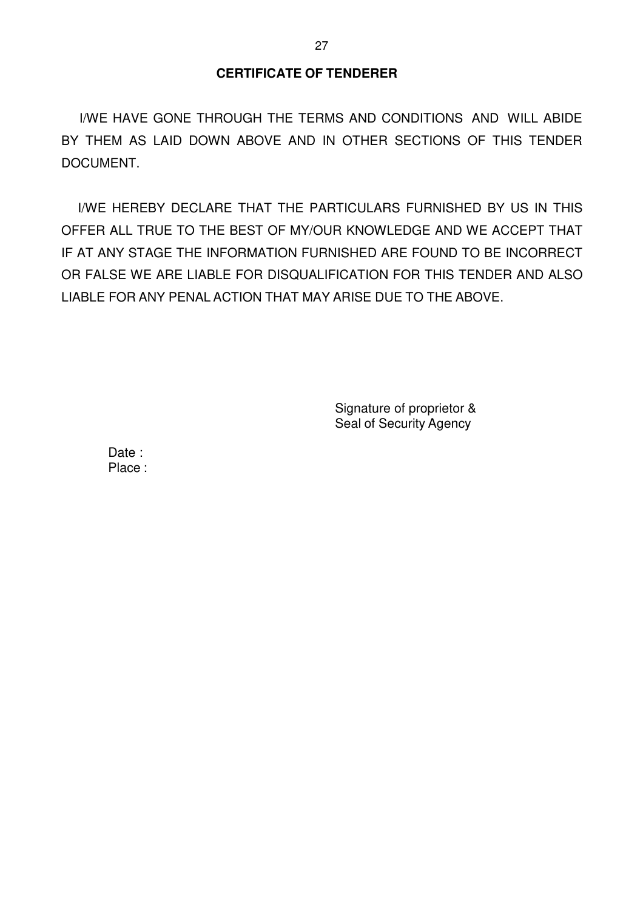**CERTIFICATE OF TENDERER**

I/WE HAVE GONE THROUGH THE TERMS AND CONDITIONS AND WILL ABIDE BY THEM AS LAID DOWN ABOVE AND IN OTHER SECTIONS OF THIS TENDER DOCUMENT.

I/WE HEREBY DECLARE THAT THE PARTICULARS FURNISHED BY US IN THIS OFFER ALL TRUE TO THE BEST OF MY/OUR KNOWLEDGE AND WE ACCEPT THAT IF AT ANY STAGE THE INFORMATION FURNISHED ARE FOUND TO BE INCORRECT OR FALSE WE ARE LIABLE FOR DISQUALIFICATION FOR THIS TENDER AND ALSO LIABLE FOR ANY PENAL ACTION THAT MAY ARISE DUE TO THE ABOVE.

Signature of proprietor &
Seal of Security Agency

Date :
Place :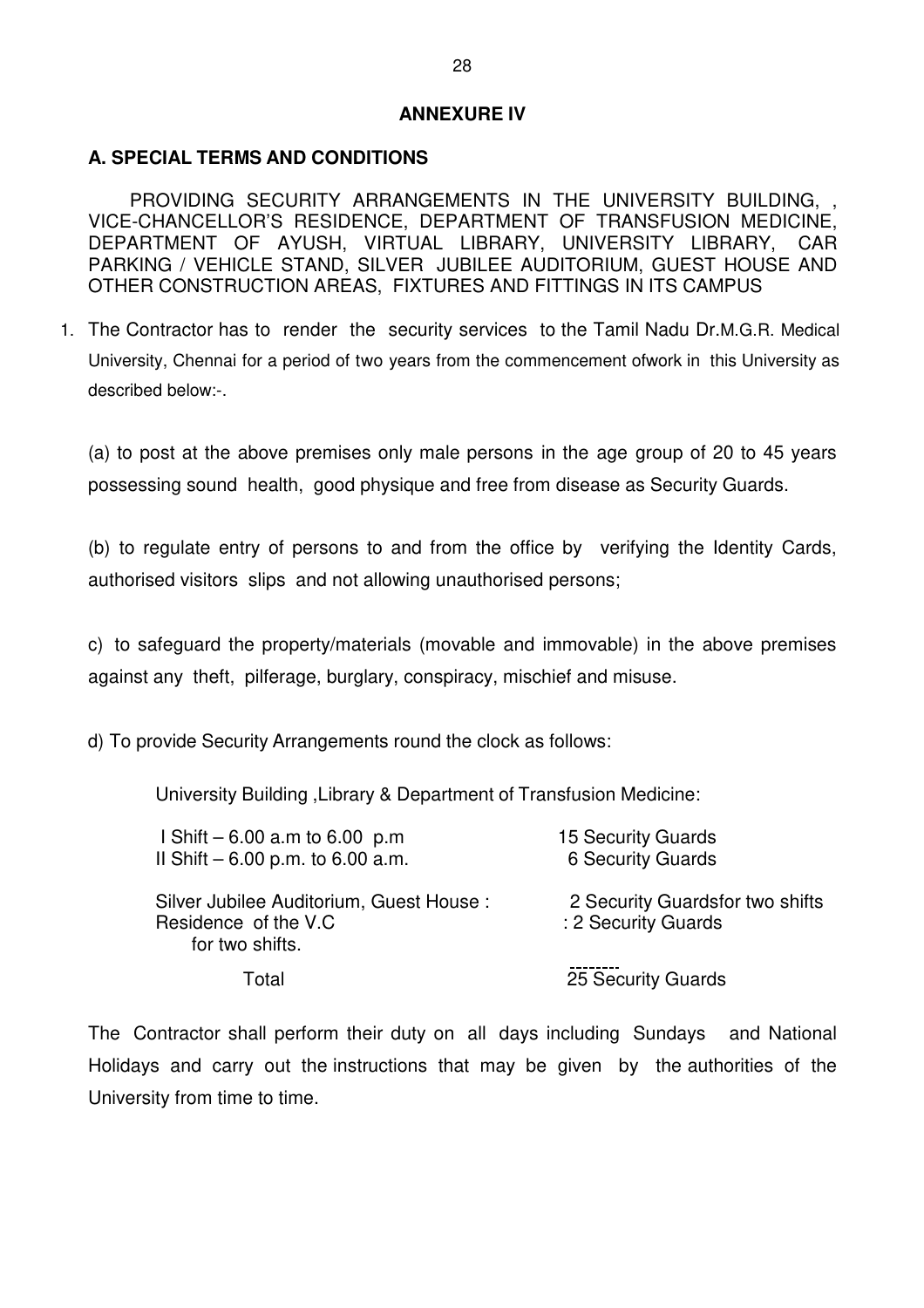## ANNEXURE IV

### A. SPECIAL TERMS AND CONDITIONS

PROVIDING SECURITY ARRANGEMENTS IN THE UNIVERSITY BUILDING, , VICE-CHANCELLOR'S RESIDENCE, DEPARTMENT OF TRANSFUSION MEDICINE, DEPARTMENT OF AYUSH, VIRTUAL LIBRARY, UNIVERSITY LIBRARY, CAR PARKING / VEHICLE STAND, SILVER JUBILEE AUDITORIUM, GUEST HOUSE AND OTHER CONSTRUCTION AREAS, FIXTURES AND FITTINGS IN ITS CAMPUS

1. The Contractor has to render the security services to the Tamil Nadu Dr.M.G.R. Medical University, Chennai for a period of two years from the commencement ofwork in this University as described below:-.

   (a) to post at the above premises only male persons in the age group of 20 to 45 years possessing sound health, good physique and free from disease as Security Guards.

   (b) to regulate entry of persons to and from the office by verifying the Identity Cards, authorised visitors slips and not allowing unauthorised persons;

   c) to safeguard the property/materials (movable and immovable) in the above premises against any theft, pilferage, burglary, conspiracy, mischief and misuse.

   d) To provide Security Arrangements round the clock as follows:

   University Building ,Library & Department of Transfusion Medicine:

   | | |
   |---|---|
   | I Shift – 6.00 a.m to 6.00 p.m | 15 Security Guards |
   | II Shift – 6.00 p.m. to 6.00 a.m. | 6 Security Guards |
   | Silver Jubilee Auditorium, Guest House : | 2 Security Guardsfor two shifts |
   | Residence of the V.C for two shifts. | : 2 Security Guards |
   | Total | 25 Security Guards |

   The Contractor shall perform their duty on all days including Sundays and National Holidays and carry out the instructions that may be given by the authorities of the University from time to time.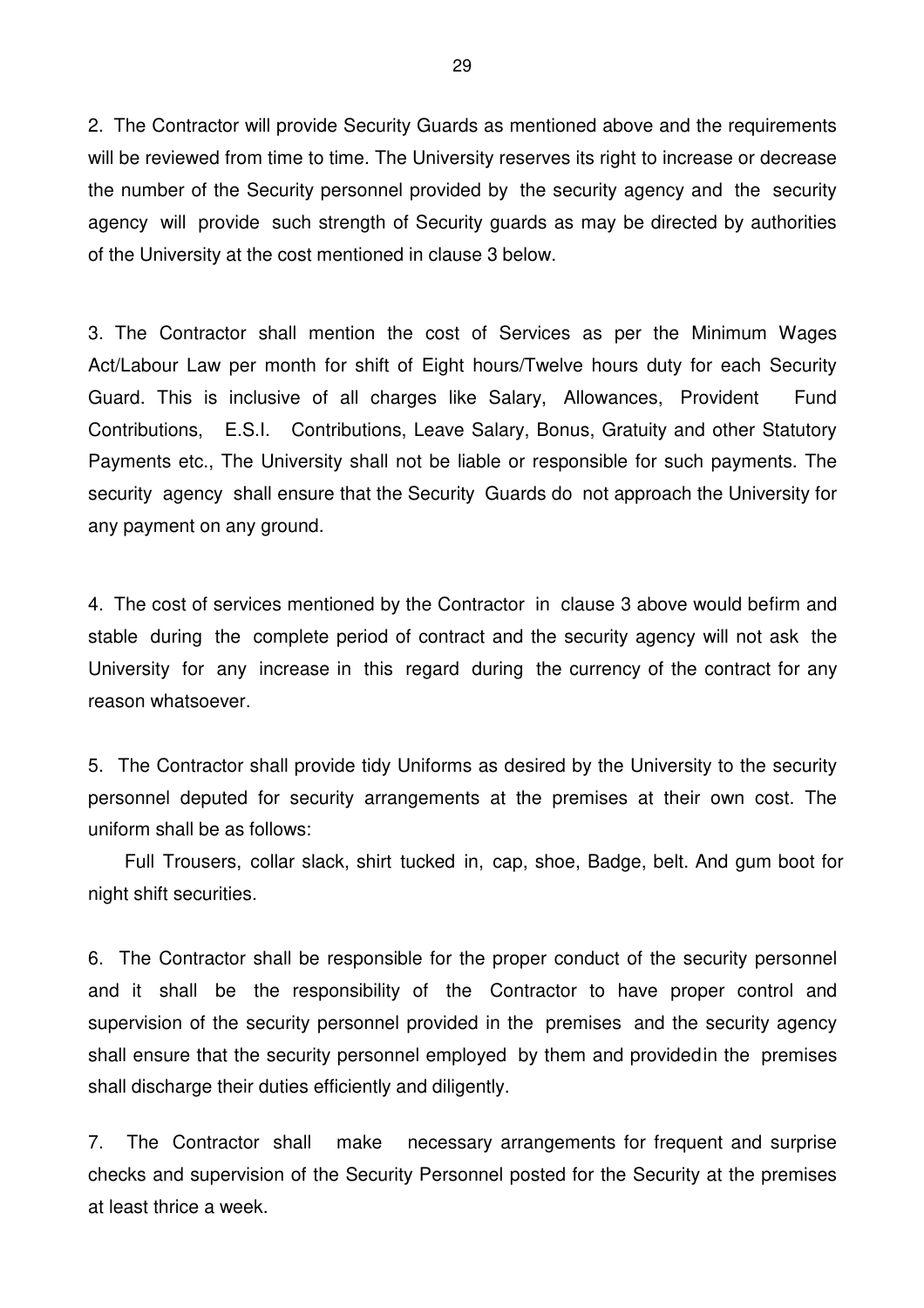2. The Contractor will provide Security Guards as mentioned above and the requirements will be reviewed from time to time. The University reserves its right to increase or decrease the number of the Security personnel provided by the security agency and the security agency will provide such strength of Security guards as may be directed by authorities of the University at the cost mentioned in clause 3 below.

3. The Contractor shall mention the cost of Services as per the Minimum Wages Act/Labour Law per month for shift of Eight hours/Twelve hours duty for each Security Guard. This is inclusive of all charges like Salary, Allowances, Provident Fund Contributions, E.S.I. Contributions, Leave Salary, Bonus, Gratuity and other Statutory Payments etc., The University shall not be liable or responsible for such payments. The security agency shall ensure that the Security Guards do not approach the University for any payment on any ground.

4. The cost of services mentioned by the Contractor in clause 3 above would befirm and stable during the complete period of contract and the security agency will not ask the University for any increase in this regard during the currency of the contract for any reason whatsoever.

5. The Contractor shall provide tidy Uniforms as desired by the University to the security personnel deputed for security arrangements at the premises at their own cost. The uniform shall be as follows:

Full Trousers, collar slack, shirt tucked in, cap, shoe, Badge, belt. And gum boot for night shift securities.

6. The Contractor shall be responsible for the proper conduct of the security personnel and it shall be the responsibility of the Contractor to have proper control and supervision of the security personnel provided in the premises and the security agency shall ensure that the security personnel employed by them and providedin the premises shall discharge their duties efficiently and diligently.

7. The Contractor shall make necessary arrangements for frequent and surprise checks and supervision of the Security Personnel posted for the Security at the premises at least thrice a week.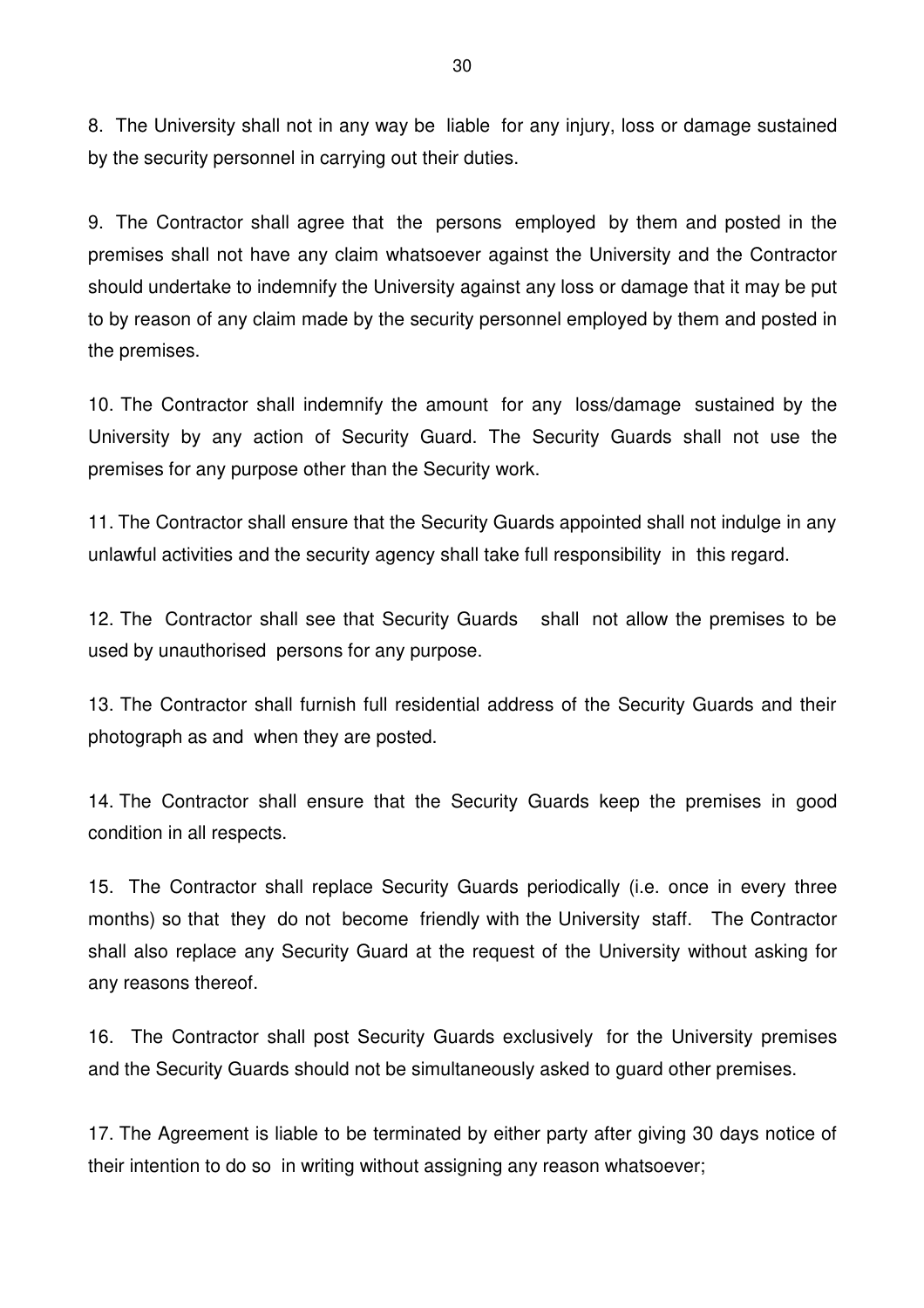8. The University shall not in any way be liable for any injury, loss or damage sustained by the security personnel in carrying out their duties.

9. The Contractor shall agree that the persons employed by them and posted in the premises shall not have any claim whatsoever against the University and the Contractor should undertake to indemnify the University against any loss or damage that it may be put to by reason of any claim made by the security personnel employed by them and posted in the premises.

10. The Contractor shall indemnify the amount for any loss/damage sustained by the University by any action of Security Guard. The Security Guards shall not use the premises for any purpose other than the Security work.

11. The Contractor shall ensure that the Security Guards appointed shall not indulge in any unlawful activities and the security agency shall take full responsibility in this regard.

12. The Contractor shall see that Security Guards shall not allow the premises to be used by unauthorised persons for any purpose.

13. The Contractor shall furnish full residential address of the Security Guards and their photograph as and when they are posted.

14. The Contractor shall ensure that the Security Guards keep the premises in good condition in all respects.

15. The Contractor shall replace Security Guards periodically (i.e. once in every three months) so that they do not become friendly with the University staff. The Contractor shall also replace any Security Guard at the request of the University without asking for any reasons thereof.

16. The Contractor shall post Security Guards exclusively for the University premises and the Security Guards should not be simultaneously asked to guard other premises.

17. The Agreement is liable to be terminated by either party after giving 30 days notice of their intention to do so in writing without assigning any reason whatsoever;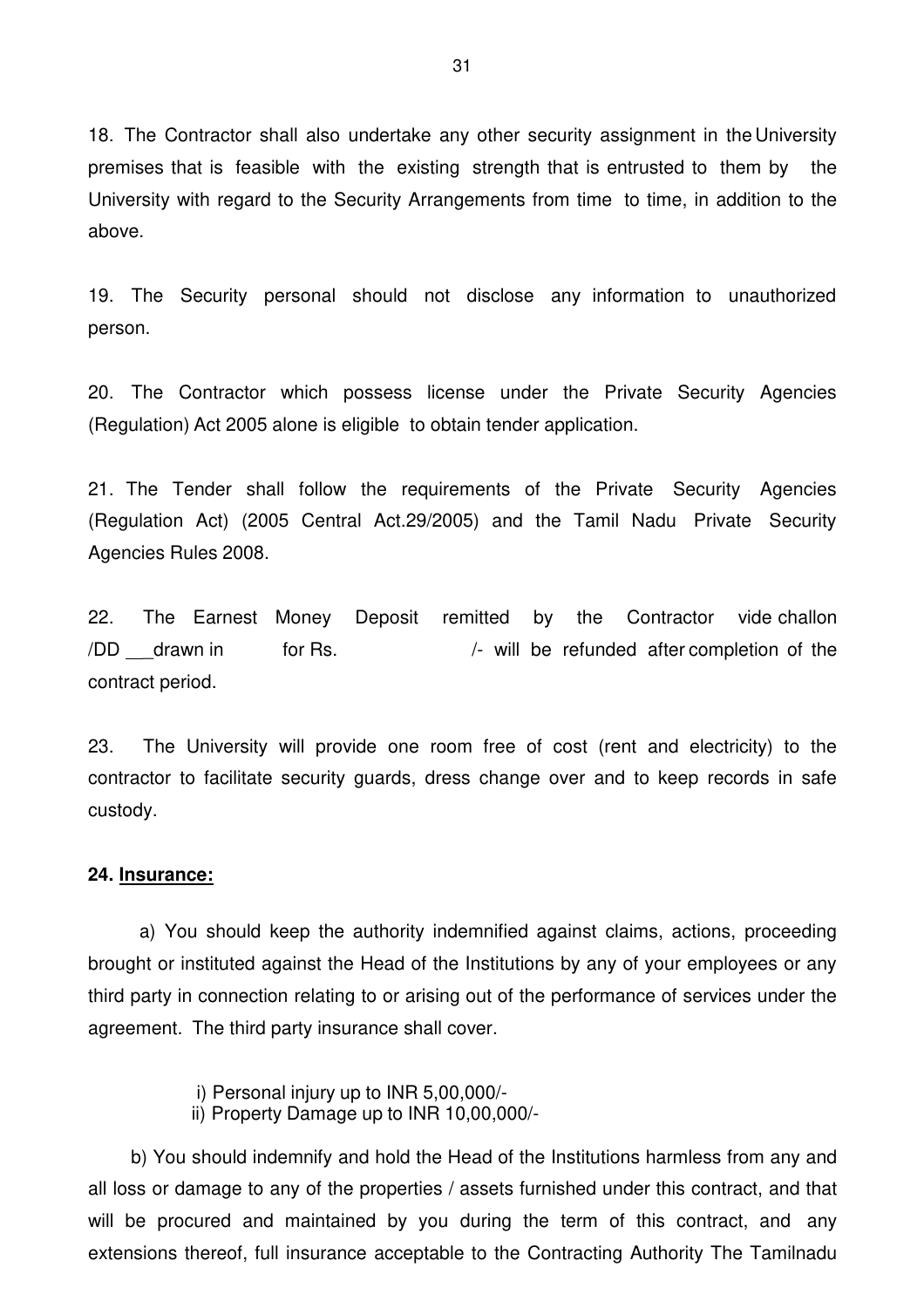18. The Contractor shall also undertake any other security assignment in the University premises that is feasible with the existing strength that is entrusted to them by the University with regard to the Security Arrangements from time to time, in addition to the above.

19. The Security personal should not disclose any information to unauthorized person.

20. The Contractor which possess license under the Private Security Agencies (Regulation) Act 2005 alone is eligible to obtain tender application.

21. The Tender shall follow the requirements of the Private Security Agencies (Regulation Act) (2005 Central Act.29/2005) and the Tamil Nadu Private Security Agencies Rules 2008.

22. The Earnest Money Deposit remitted by the Contractor vide challon /DD ___drawn in for Rs. /- will be refunded after completion of the contract period.

23. The University will provide one room free of cost (rent and electricity) to the contractor to facilitate security guards, dress change over and to keep records in safe custody.

**24. Insurance:**

a) You should keep the authority indemnified against claims, actions, proceeding brought or instituted against the Head of the Institutions by any of your employees or any third party in connection relating to or arising out of the performance of services under the agreement. The third party insurance shall cover.

i) Personal injury up to INR 5,00,000/-
ii) Property Damage up to INR 10,00,000/-

b) You should indemnify and hold the Head of the Institutions harmless from any and all loss or damage to any of the properties / assets furnished under this contract, and that will be procured and maintained by you during the term of this contract, and any extensions thereof, full insurance acceptable to the Contracting Authority The Tamilnadu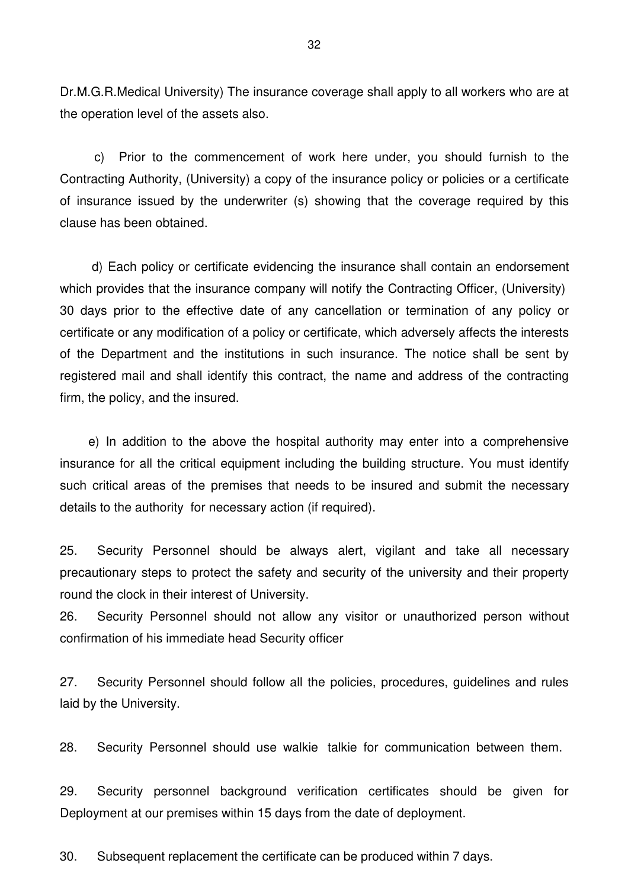Dr.M.G.R.Medical University) The insurance coverage shall apply to all workers who are at the operation level of the assets also.

c) Prior to the commencement of work here under, you should furnish to the Contracting Authority, (University) a copy of the insurance policy or policies or a certificate of insurance issued by the underwriter (s) showing that the coverage required by this clause has been obtained.

d) Each policy or certificate evidencing the insurance shall contain an endorsement which provides that the insurance company will notify the Contracting Officer, (University) 30 days prior to the effective date of any cancellation or termination of any policy or certificate or any modification of a policy or certificate, which adversely affects the interests of the Department and the institutions in such insurance. The notice shall be sent by registered mail and shall identify this contract, the name and address of the contracting firm, the policy, and the insured.

e) In addition to the above the hospital authority may enter into a comprehensive insurance for all the critical equipment including the building structure. You must identify such critical areas of the premises that needs to be insured and submit the necessary details to the authority for necessary action (if required).

25. Security Personnel should be always alert, vigilant and take all necessary precautionary steps to protect the safety and security of the university and their property round the clock in their interest of University.

26. Security Personnel should not allow any visitor or unauthorized person without confirmation of his immediate head Security officer

27. Security Personnel should follow all the policies, procedures, guidelines and rules laid by the University.

28. Security Personnel should use walkie talkie for communication between them.

29. Security personnel background verification certificates should be given for Deployment at our premises within 15 days from the date of deployment.

30. Subsequent replacement the certificate can be produced within 7 days.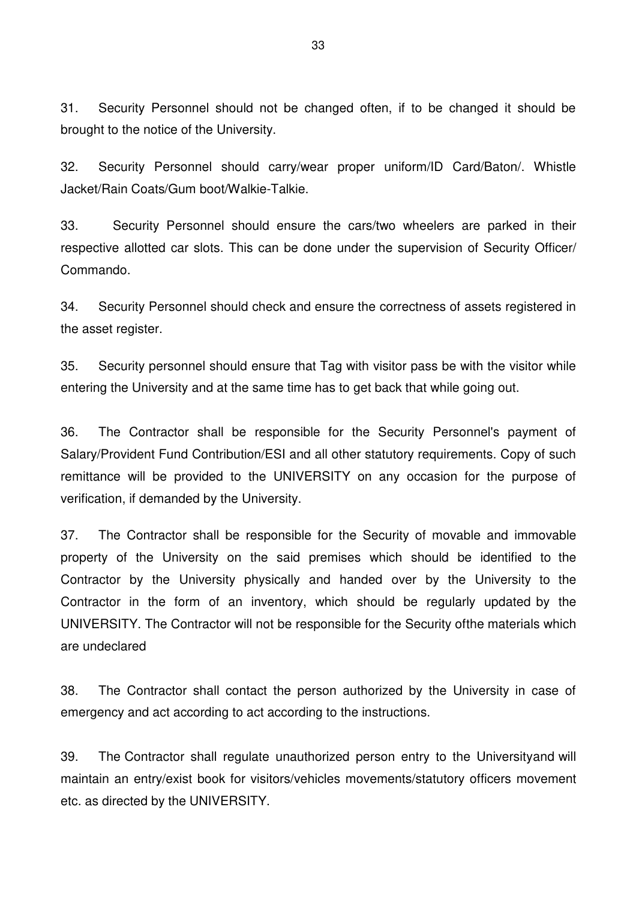31. Security Personnel should not be changed often, if to be changed it should be brought to the notice of the University.

32. Security Personnel should carry/wear proper uniform/ID Card/Baton/. Whistle Jacket/Rain Coats/Gum boot/Walkie-Talkie.

33. Security Personnel should ensure the cars/two wheelers are parked in their respective allotted car slots. This can be done under the supervision of Security Officer/ Commando.

34. Security Personnel should check and ensure the correctness of assets registered in the asset register.

35. Security personnel should ensure that Tag with visitor pass be with the visitor while entering the University and at the same time has to get back that while going out.

36. The Contractor shall be responsible for the Security Personnel's payment of Salary/Provident Fund Contribution/ESI and all other statutory requirements. Copy of such remittance will be provided to the UNIVERSITY on any occasion for the purpose of verification, if demanded by the University.

37. The Contractor shall be responsible for the Security of movable and immovable property of the University on the said premises which should be identified to the Contractor by the University physically and handed over by the University to the Contractor in the form of an inventory, which should be regularly updated by the UNIVERSITY. The Contractor will not be responsible for the Security ofthe materials which are undeclared

38. The Contractor shall contact the person authorized by the University in case of emergency and act according to act according to the instructions.

39. The Contractor shall regulate unauthorized person entry to the Universityand will maintain an entry/exist book for visitors/vehicles movements/statutory officers movement etc. as directed by the UNIVERSITY.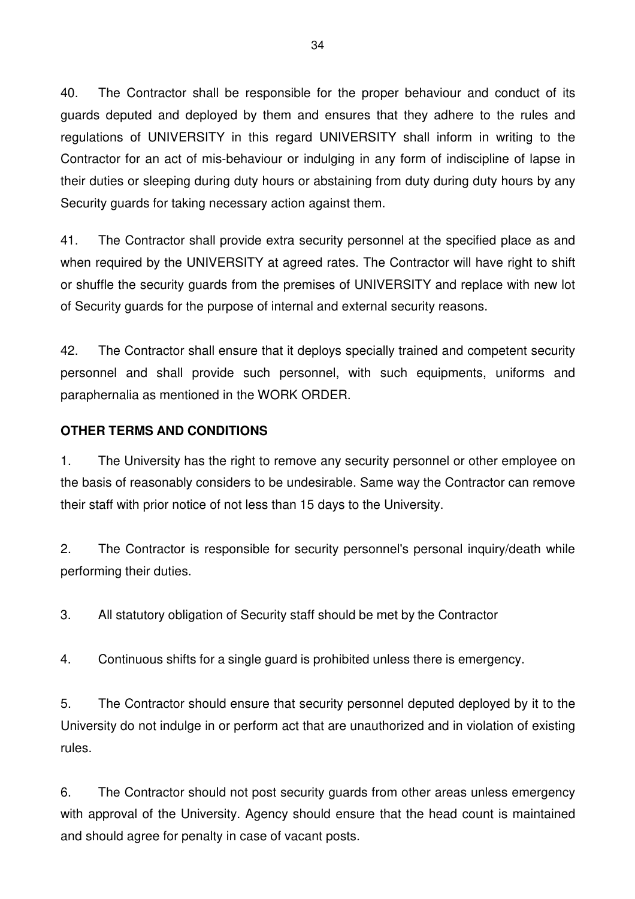40. The Contractor shall be responsible for the proper behaviour and conduct of its guards deputed and deployed by them and ensures that they adhere to the rules and regulations of UNIVERSITY in this regard UNIVERSITY shall inform in writing to the Contractor for an act of mis-behaviour or indulging in any form of indiscipline of lapse in their duties or sleeping during duty hours or abstaining from duty during duty hours by any Security guards for taking necessary action against them.

41. The Contractor shall provide extra security personnel at the specified place as and when required by the UNIVERSITY at agreed rates. The Contractor will have right to shift or shuffle the security guards from the premises of UNIVERSITY and replace with new lot of Security guards for the purpose of internal and external security reasons.

42. The Contractor shall ensure that it deploys specially trained and competent security personnel and shall provide such personnel, with such equipments, uniforms and paraphernalia as mentioned in the WORK ORDER.

**OTHER TERMS AND CONDITIONS**

1. The University has the right to remove any security personnel or other employee on the basis of reasonably considers to be undesirable. Same way the Contractor can remove their staff with prior notice of not less than 15 days to the University.

2. The Contractor is responsible for security personnel's personal inquiry/death while performing their duties.

3. All statutory obligation of Security staff should be met by the Contractor

4. Continuous shifts for a single guard is prohibited unless there is emergency.

5. The Contractor should ensure that security personnel deputed deployed by it to the University do not indulge in or perform act that are unauthorized and in violation of existing rules.

6. The Contractor should not post security guards from other areas unless emergency with approval of the University. Agency should ensure that the head count is maintained and should agree for penalty in case of vacant posts.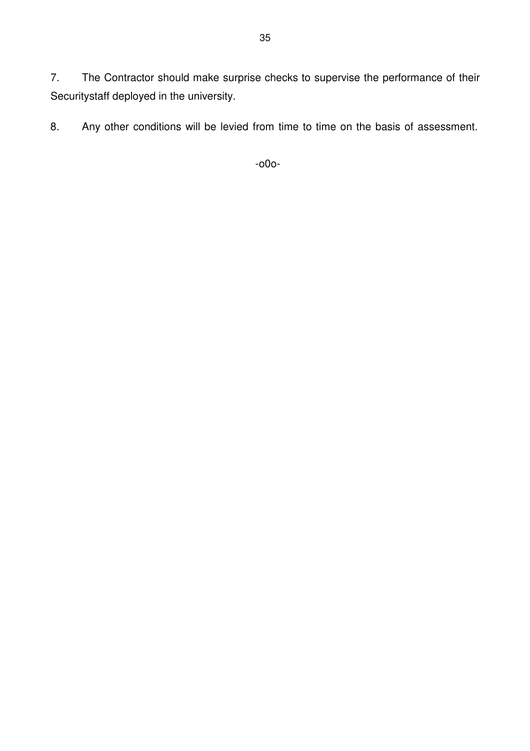7. The Contractor should make surprise checks to supervise the performance of their Securitystaff deployed in the university.

8. Any other conditions will be levied from time to time on the basis of assessment.

-o0o-